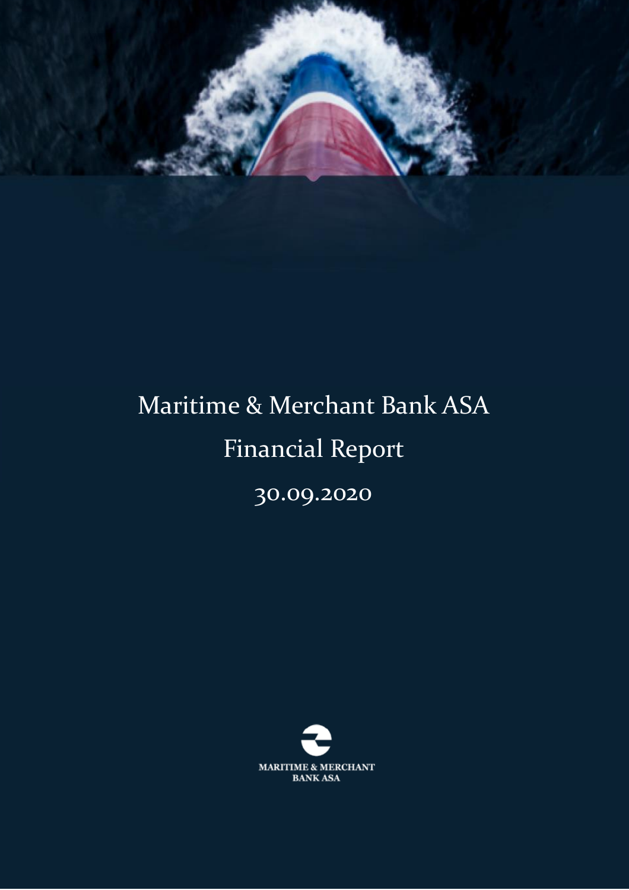# Maritime & Merchant Bank ASA

# Financial Report

# 30.09.2020

MARITIME & MERCHANT BANK ASA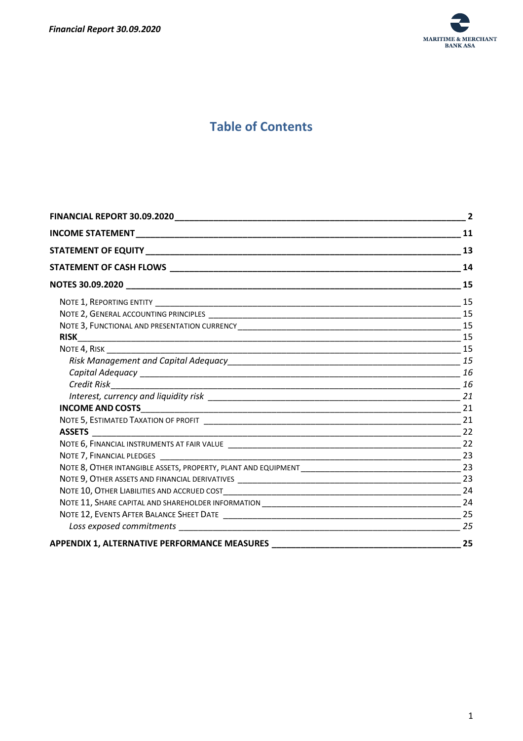# Table of Contents

**FINANCIAL REPORT 30.09.2020** ____ **2**

**INCOME STATEMENT** ____ **11**

**STATEMENT OF EQUITY** ____ **13**

**STATEMENT OF CASH FLOWS** ____ **14**

**NOTES 30.09.2020** ____ **15**

- NOTE 1, REPORTING ENTITY ____ 15
- NOTE 2, GENERAL ACCOUNTING PRINCIPLES ____ 15
- NOTE 3, FUNCTIONAL AND PRESENTATION CURRENCY ____ 15
- **RISK** ____ 15
- NOTE 4, RISK ____ 15
  - *Risk Management and Capital Adequacy* ____ *15*
  - *Capital Adequacy* ____ *16*
  - *Credit Risk* ____ *16*
  - *Interest, currency and liquidity risk* ____ *21*
- **INCOME AND COSTS** ____ 21
- NOTE 5, ESTIMATED TAXATION OF PROFIT ____ 21
- **ASSETS** ____ 22
- NOTE 6, FINANCIAL INSTRUMENTS AT FAIR VALUE ____ 22
- NOTE 7, FINANCIAL PLEDGES ____ 23
- NOTE 8, OTHER INTANGIBLE ASSETS, PROPERTY, PLANT AND EQUIPMENT ____ 23
- NOTE 9, OTHER ASSETS AND FINANCIAL DERIVATIVES ____ 23
- NOTE 10, OTHER LIABILITIES AND ACCRUED COST ____ 24
- NOTE 11, SHARE CAPITAL AND SHAREHOLDER INFORMATION ____ 24
- NOTE 12, EVENTS AFTER BALANCE SHEET DATE ____ 25
  - *Loss exposed commitments* ____ *25*

**APPENDIX 1, ALTERNATIVE PERFORMANCE MEASURES** ____ **25**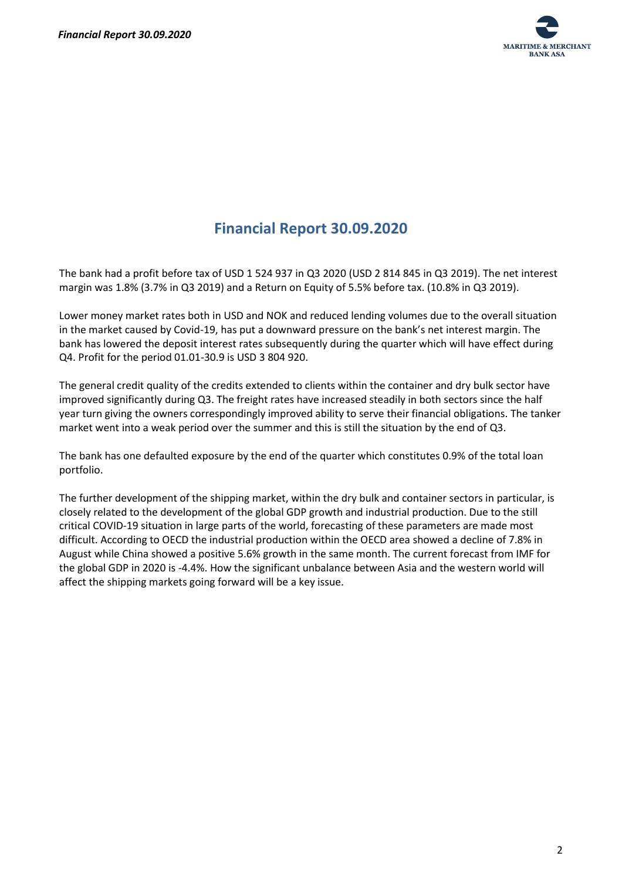# Financial Report 30.09.2020

The bank had a profit before tax of USD 1 524 937 in Q3 2020 (USD 2 814 845 in Q3 2019). The net interest margin was 1.8% (3.7% in Q3 2019) and a Return on Equity of 5.5% before tax. (10.8% in Q3 2019).

Lower money market rates both in USD and NOK and reduced lending volumes due to the overall situation in the market caused by Covid-19, has put a downward pressure on the bank's net interest margin. The bank has lowered the deposit interest rates subsequently during the quarter which will have effect during Q4. Profit for the period 01.01-30.9 is USD 3 804 920.

The general credit quality of the credits extended to clients within the container and dry bulk sector have improved significantly during Q3. The freight rates have increased steadily in both sectors since the half year turn giving the owners correspondingly improved ability to serve their financial obligations. The tanker market went into a weak period over the summer and this is still the situation by the end of Q3.

The bank has one defaulted exposure by the end of the quarter which constitutes 0.9% of the total loan portfolio.

The further development of the shipping market, within the dry bulk and container sectors in particular, is closely related to the development of the global GDP growth and industrial production. Due to the still critical COVID-19 situation in large parts of the world, forecasting of these parameters are made most difficult. According to OECD the industrial production within the OECD area showed a decline of 7.8% in August while China showed a positive 5.6% growth in the same month. The current forecast from IMF for the global GDP in 2020 is -4.4%. How the significant unbalance between Asia and the western world will affect the shipping markets going forward will be a key issue.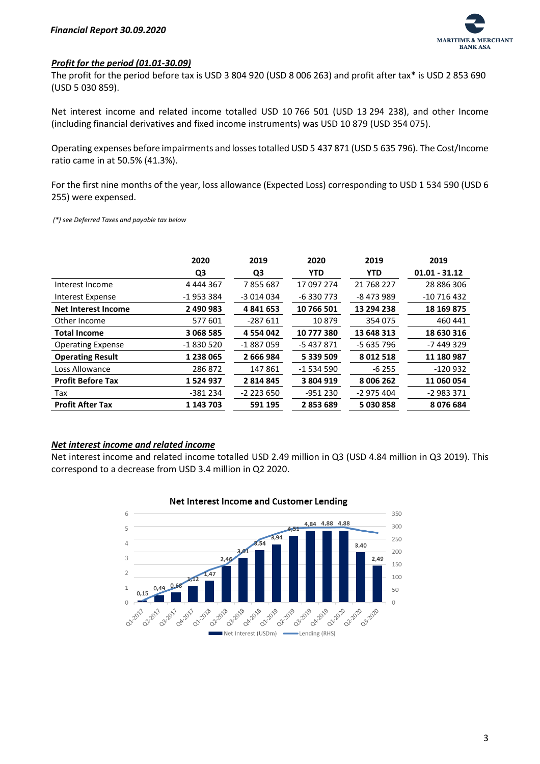***Profit for the period (01.01-30.09)***

The profit for the period before tax is USD 3 804 920 (USD 8 006 263) and profit after tax* is USD 2 853 690 (USD 5 030 859).

Net interest income and related income totalled USD 10 766 501 (USD 13 294 238), and other Income (including financial derivatives and fixed income instruments) was USD 10 879 (USD 354 075).

Operating expenses before impairments and losses totalled USD 5 437 871 (USD 5 635 796). The Cost/Income ratio came in at 50.5% (41.3%).

For the first nine months of the year, loss allowance (Expected Loss) corresponding to USD 1 534 590 (USD 6 255) were expensed.

*(\*) see Deferred Taxes and payable tax below*

| | 2020 | 2019 | 2020 | 2019 | 2019 |
|---|---|---|---|---|---|
| | **Q3** | **Q3** | **YTD** | **YTD** | **01.01 - 31.12** |
| Interest Income | 4 444 367 | 7 855 687 | 17 097 274 | 21 768 227 | 28 886 306 |
| Interest Expense | -1 953 384 | -3 014 034 | -6 330 773 | -8 473 989 | -10 716 432 |
| **Net Interest Income** | **2 490 983** | **4 841 653** | **10 766 501** | **13 294 238** | **18 169 875** |
| Other Income | 577 601 | -287 611 | 10 879 | 354 075 | 460 441 |
| **Total Income** | **3 068 585** | **4 554 042** | **10 777 380** | **13 648 313** | **18 630 316** |
| Operating Expense | -1 830 520 | -1 887 059 | -5 437 871 | -5 635 796 | -7 449 329 |
| **Operating Result** | **1 238 065** | **2 666 984** | **5 339 509** | **8 012 518** | **11 180 987** |
| Loss Allowance | 286 872 | 147 861 | -1 534 590 | -6 255 | -120 932 |
| **Profit Before Tax** | **1 524 937** | **2 814 845** | **3 804 919** | **8 006 262** | **11 060 054** |
| Tax | -381 234 | -2 223 650 | -951 230 | -2 975 404 | -2 983 371 |
| **Profit After Tax** | **1 143 703** | **591 195** | **2 853 689** | **5 030 858** | **8 076 684** |

***Net interest income and related income***

Net interest income and related income totalled USD 2.49 million in Q3 (USD 4.84 million in Q3 2019). This correspond to a decrease from USD 3.4 million in Q2 2020.

**Net Interest Income and Customer Lending**

| Quarter | Net Interest (USDm) |
|---|---|
| Q1-2017 | 0,15 |
| Q2-2017 | 0,49 |
| Q3-2017 | 0,68 |
| Q4-2017 | 1,12 |
| Q1-2018 | 1,47 |
| Q2-2018 | 2,46 |
| Q3-2018 | 3,01 |
| Q4-2018 | 3,54 |
| Q1-2019 | 3,94 |
| Q2-2019 | 4,51 |
| Q3-2019 | 4,84 |
| Q4-2019 | 4,88 |
| Q1-2020 | 4,88 |
| Q2-2020 | 3,40 |
| Q3-2020 | 2,49 |

Net Interest (USDm) — Lending (RHS)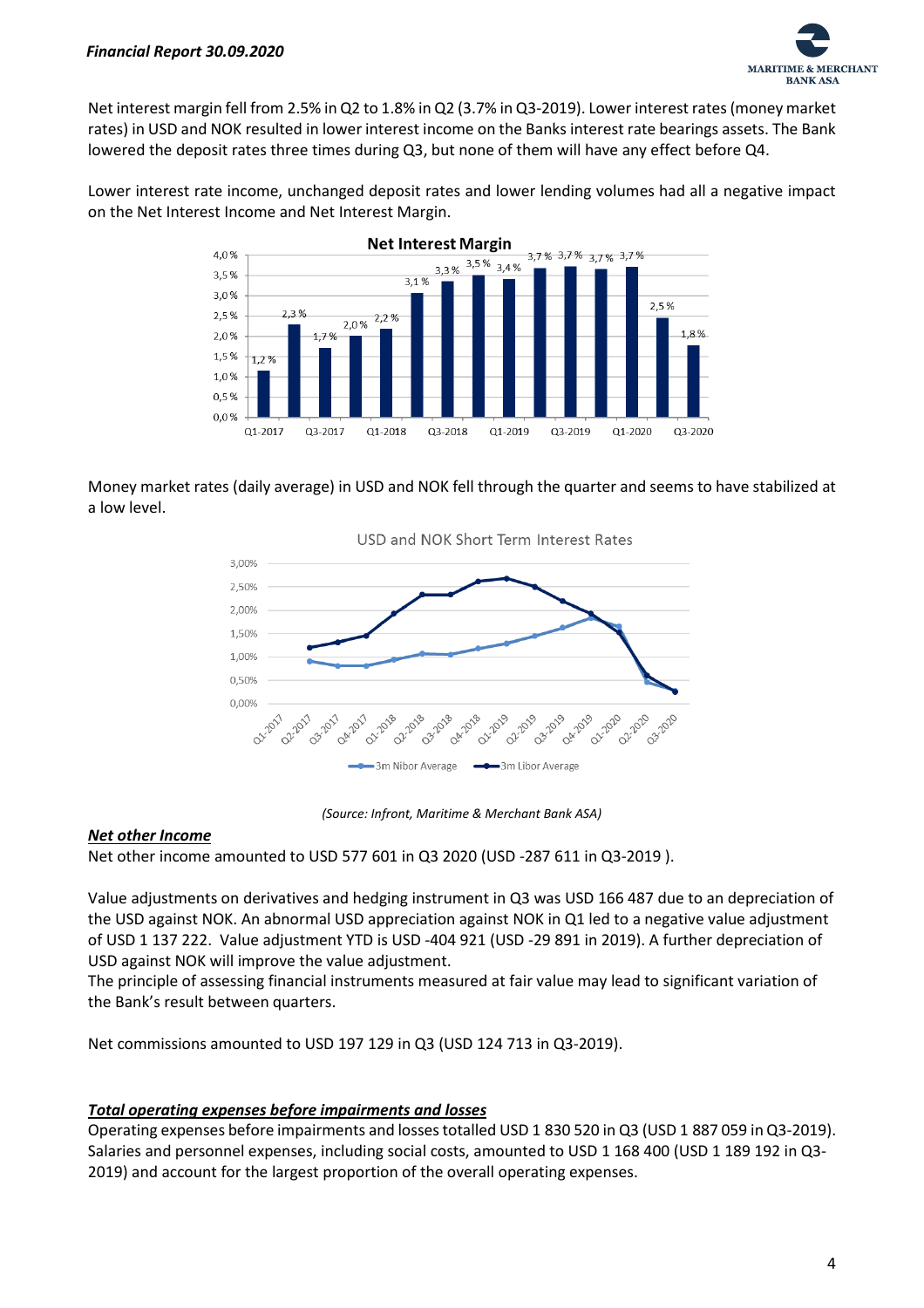Net interest margin fell from 2.5% in Q2 to 1.8% in Q2 (3.7% in Q3-2019). Lower interest rates (money market rates) in USD and NOK resulted in lower interest income on the Banks interest rate bearings assets. The Bank lowered the deposit rates three times during Q3, but none of them will have any effect before Q4.

Lower interest rate income, unchanged deposit rates and lower lending volumes had all a negative impact on the Net Interest Income and Net Interest Margin.

Money market rates (daily average) in USD and NOK fell through the quarter and seems to have stabilized at a low level.

*(Source: Infront, Maritime & Merchant Bank ASA)*

***Net other Income***

Net other income amounted to USD 577 601 in Q3 2020 (USD -287 611 in Q3-2019 ).

Value adjustments on derivatives and hedging instrument in Q3 was USD 166 487 due to an depreciation of the USD against NOK. An abnormal USD appreciation against NOK in Q1 led to a negative value adjustment of USD 1 137 222. Value adjustment YTD is USD -404 921 (USD -29 891 in 2019). A further depreciation of USD against NOK will improve the value adjustment.

The principle of assessing financial instruments measured at fair value may lead to significant variation of the Bank's result between quarters.

Net commissions amounted to USD 197 129 in Q3 (USD 124 713 in Q3-2019).

***Total operating expenses before impairments and losses***

Operating expenses before impairments and losses totalled USD 1 830 520 in Q3 (USD 1 887 059 in Q3-2019). Salaries and personnel expenses, including social costs, amounted to USD 1 168 400 (USD 1 189 192 in Q3-2019) and account for the largest proportion of the overall operating expenses.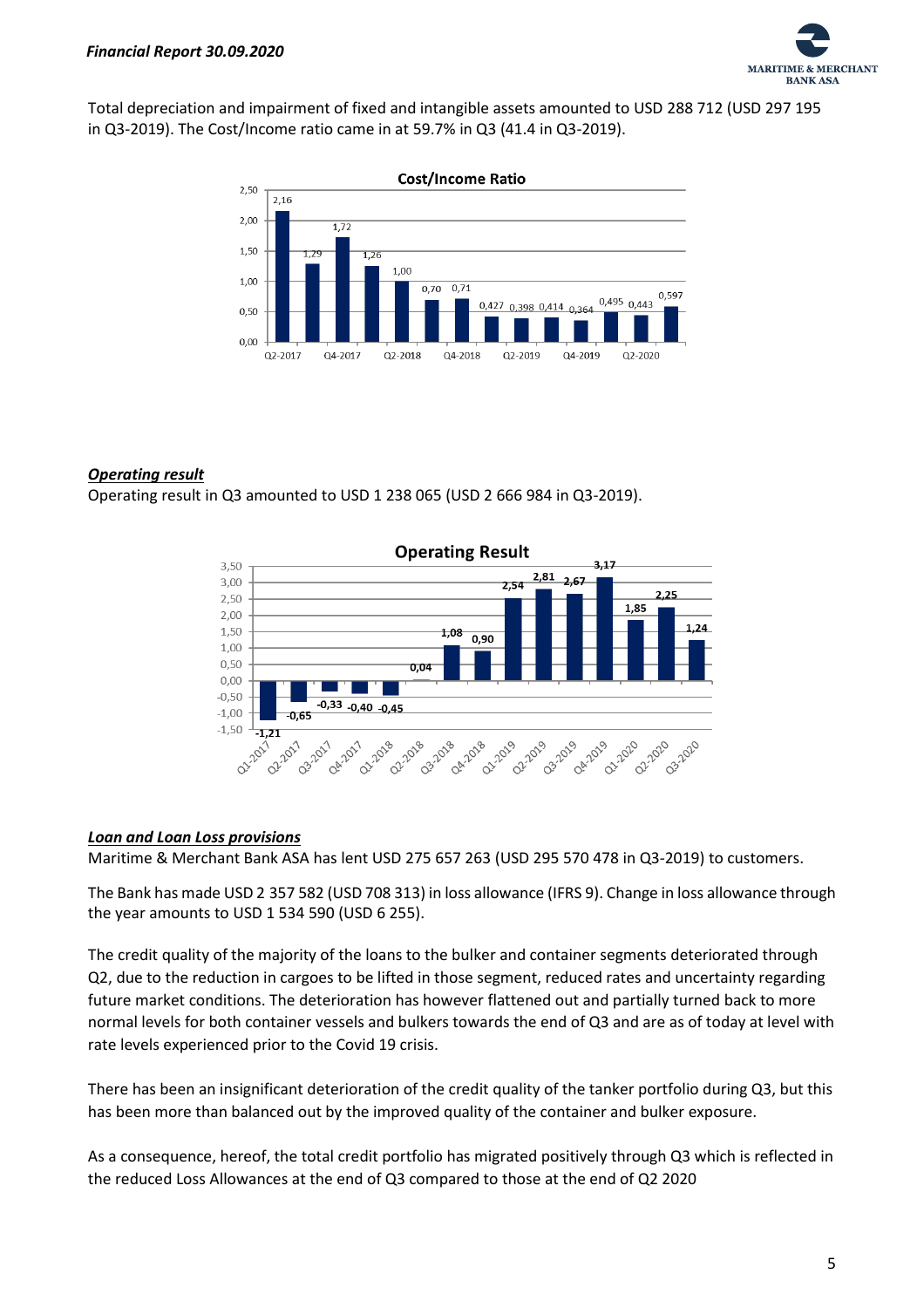Total depreciation and impairment of fixed and intangible assets amounted to USD 288 712 (USD 297 195 in Q3-2019). The Cost/Income ratio came in at 59.7% in Q3 (41.4 in Q3-2019).

**Cost/Income Ratio**

| Quarter | Cost/Income Ratio |
|---|---|
| Q2-2017 | 2,16 |
| Q3-2017 | 1,29 |
| Q4-2017 | 1,72 |
| Q1-2018 | 1,26 |
| Q2-2018 | 1,00 |
| Q3-2018 | 0,70 |
| Q4-2018 | 0,71 |
| Q1-2019 | 0,427 |
| Q2-2019 | 0,398 |
| Q3-2019 | 0,414 |
| Q4-2019 | 0,364 |
| Q1-2020 | 0,495 |
| Q2-2020 | 0,443 |
| Q3-2020 | 0,597 |

***Operating result***

Operating result in Q3 amounted to USD 1 238 065 (USD 2 666 984 in Q3-2019).

**Operating Result**

| Quarter | Operating Result |
|---|---|
| Q1-2017 | -1,21 |
| Q2-2017 | -0,65 |
| Q3-2017 | -0,33 |
| Q4-2017 | -0,40 |
| Q1-2018 | -0,45 |
| Q2-2018 | 0,04 |
| Q3-2018 | 1,08 |
| Q4-2018 | 0,90 |
| Q1-2019 | 2,54 |
| Q2-2019 | 2,81 |
| Q3-2019 | 2,67 |
| Q4-2019 | 3,17 |
| Q1-2020 | 1,85 |
| Q2-2020 | 2,25 |
| Q3-2020 | 1,24 |

***Loan and Loan Loss provisions***

Maritime & Merchant Bank ASA has lent USD 275 657 263 (USD 295 570 478 in Q3-2019) to customers.

The Bank has made USD 2 357 582 (USD 708 313) in loss allowance (IFRS 9). Change in loss allowance through the year amounts to USD 1 534 590 (USD 6 255).

The credit quality of the majority of the loans to the bulker and container segments deteriorated through Q2, due to the reduction in cargoes to be lifted in those segment, reduced rates and uncertainty regarding future market conditions. The deterioration has however flattened out and partially turned back to more normal levels for both container vessels and bulkers towards the end of Q3 and are as of today at level with rate levels experienced prior to the Covid 19 crisis.

There has been an insignificant deterioration of the credit quality of the tanker portfolio during Q3, but this has been more than balanced out by the improved quality of the container and bulker exposure.

As a consequence, hereof, the total credit portfolio has migrated positively through Q3 which is reflected in the reduced Loss Allowances at the end of Q3 compared to those at the end of Q2 2020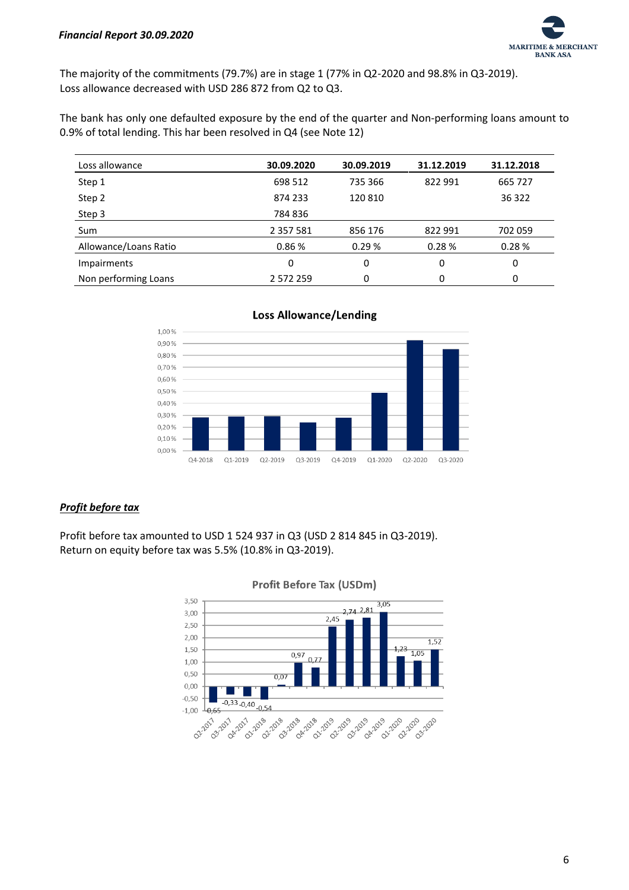The majority of the commitments (79.7%) are in stage 1 (77% in Q2-2020 and 98.8% in Q3-2019).
Loss allowance decreased with USD 286 872 from Q2 to Q3.

The bank has only one defaulted exposure by the end of the quarter and Non-performing loans amount to 0.9% of total lending. This har been resolved in Q4 (see Note 12)

| Loss allowance | 30.09.2020 | 30.09.2019 | 31.12.2019 | 31.12.2018 |
|---|---|---|---|---|
| Step 1 | 698 512 | 735 366 | 822 991 | 665 727 |
| Step 2 | 874 233 | 120 810 | | 36 322 |
| Step 3 | 784 836 | | | |
| Sum | 2 357 581 | 856 176 | 822 991 | 702 059 |
| Allowance/Loans Ratio | 0.86 % | 0.29 % | 0.28 % | 0.28 % |
| Impairments | 0 | 0 | 0 | 0 |
| Non performing Loans | 2 572 259 | 0 | 0 | 0 |

**Loss Allowance/Lending**

## *Profit before tax*

Profit before tax amounted to USD 1 524 937 in Q3 (USD 2 814 845 in Q3-2019).
Return on equity before tax was 5.5% (10.8% in Q3-2019).

**Profit Before Tax (USDm)**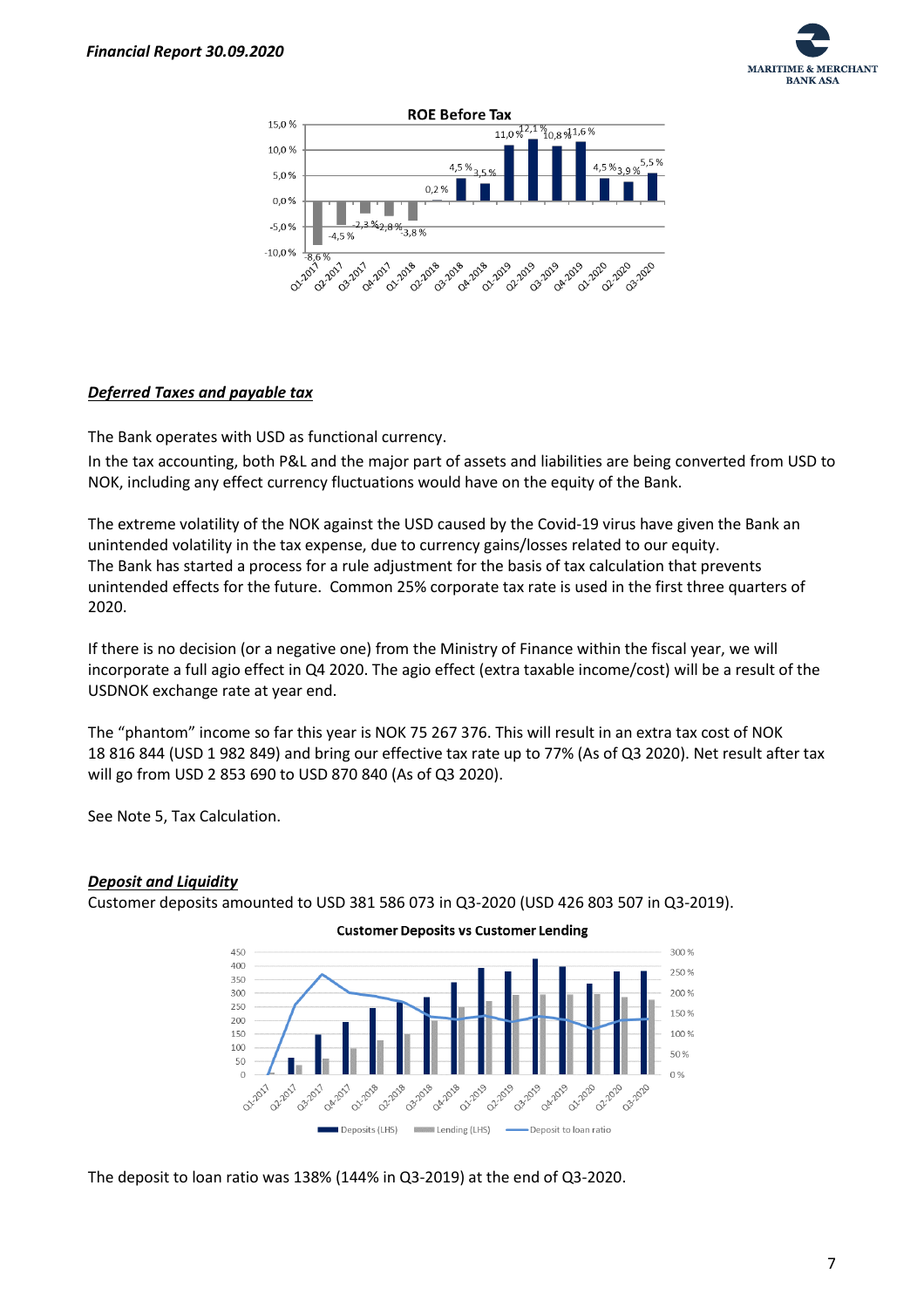**ROE Before Tax**

| Quarter | ROE Before Tax |
|---|---|
| Q1-2017 | -8,6 % |
| Q2-2017 | -4,5 % |
| Q3-2017 | -2,3 % |
| Q4-2017 | -2,8 % |
| Q1-2018 | -3,8 % |
| Q2-2018 | 0,2 % |
| Q3-2018 | 4,5 % |
| Q4-2018 | 3,5 % |
| Q1-2019 | 11,0 % |
| Q2-2019 | 12,1 % |
| Q3-2019 | 10,8 % |
| Q4-2019 | 11,6 % |
| Q1-2020 | 4,5 % |
| Q2-2020 | 3,9 % |
| Q3-2020 | 5,5 % |

***Deferred Taxes and payable tax***

The Bank operates with USD as functional currency.

In the tax accounting, both P&L and the major part of assets and liabilities are being converted from USD to NOK, including any effect currency fluctuations would have on the equity of the Bank.

The extreme volatility of the NOK against the USD caused by the Covid-19 virus have given the Bank an unintended volatility in the tax expense, due to currency gains/losses related to our equity.
The Bank has started a process for a rule adjustment for the basis of tax calculation that prevents unintended effects for the future. Common 25% corporate tax rate is used in the first three quarters of 2020.

If there is no decision (or a negative one) from the Ministry of Finance within the fiscal year, we will incorporate a full agio effect in Q4 2020. The agio effect (extra taxable income/cost) will be a result of the USDNOK exchange rate at year end.

The "phantom" income so far this year is NOK 75 267 376. This will result in an extra tax cost of NOK 18 816 844 (USD 1 982 849) and bring our effective tax rate up to 77% (As of Q3 2020). Net result after tax will go from USD 2 853 690 to USD 870 840 (As of Q3 2020).

See Note 5, Tax Calculation.

***Deposit and Liquidity***

Customer deposits amounted to USD 381 586 073 in Q3-2020 (USD 426 803 507 in Q3-2019).

**Customer Deposits vs Customer Lending**

Legend: Deposits (LHS), Lending (LHS), Deposit to loan ratio

The deposit to loan ratio was 138% (144% in Q3-2019) at the end of Q3-2020.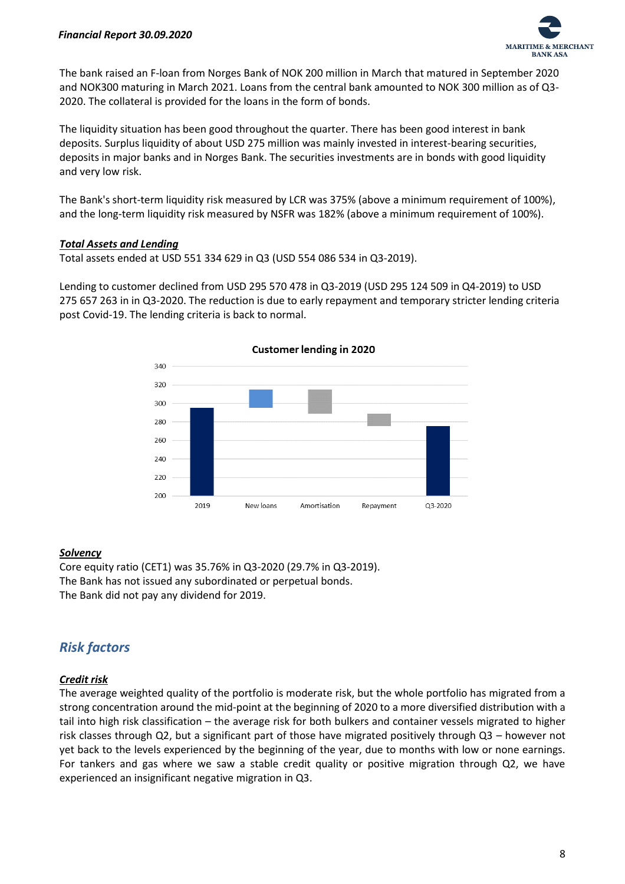The bank raised an F-loan from Norges Bank of NOK 200 million in March that matured in September 2020 and NOK300 maturing in March 2021. Loans from the central bank amounted to NOK 300 million as of Q3-2020. The collateral is provided for the loans in the form of bonds.

The liquidity situation has been good throughout the quarter. There has been good interest in bank deposits. Surplus liquidity of about USD 275 million was mainly invested in interest-bearing securities, deposits in major banks and in Norges Bank. The securities investments are in bonds with good liquidity and very low risk.

The Bank's short-term liquidity risk measured by LCR was 375% (above a minimum requirement of 100%), and the long-term liquidity risk measured by NSFR was 182% (above a minimum requirement of 100%).

***Total Assets and Lending***

Total assets ended at USD 551 334 629 in Q3 (USD 554 086 534 in Q3-2019).

Lending to customer declined from USD 295 570 478 in Q3-2019 (USD 295 124 509 in Q4-2019) to USD 275 657 263 in in Q3-2020. The reduction is due to early repayment and temporary stricter lending criteria post Covid-19. The lending criteria is back to normal.

**Customer lending in 2020**

***Solvency***

Core equity ratio (CET1) was 35.76% in Q3-2020 (29.7% in Q3-2019).
The Bank has not issued any subordinated or perpetual bonds.
The Bank did not pay any dividend for 2019.

## *Risk factors*

***Credit risk***

The average weighted quality of the portfolio is moderate risk, but the whole portfolio has migrated from a strong concentration around the mid-point at the beginning of 2020 to a more diversified distribution with a tail into high risk classification – the average risk for both bulkers and container vessels migrated to higher risk classes through Q2, but a significant part of those have migrated positively through Q3 – however not yet back to the levels experienced by the beginning of the year, due to months with low or none earnings. For tankers and gas where we saw a stable credit quality or positive migration through Q2, we have experienced an insignificant negative migration in Q3.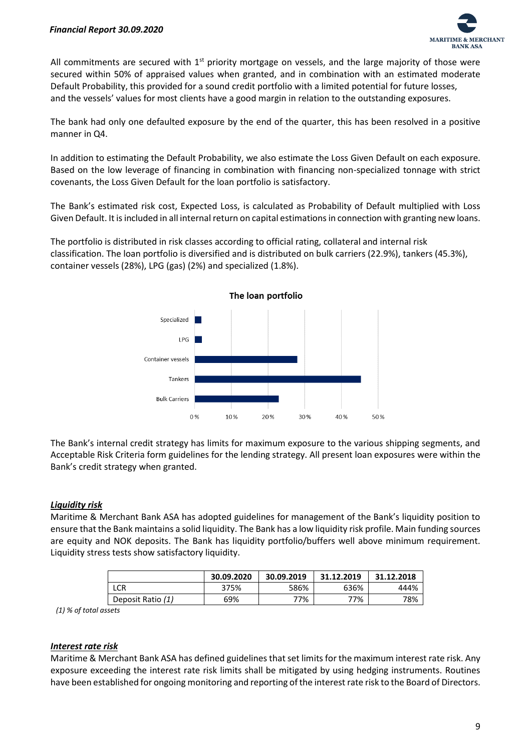All commitments are secured with 1st priority mortgage on vessels, and the large majority of those were secured within 50% of appraised values when granted, and in combination with an estimated moderate Default Probability, this provided for a sound credit portfolio with a limited potential for future losses, and the vessels' values for most clients have a good margin in relation to the outstanding exposures.

The bank had only one defaulted exposure by the end of the quarter, this has been resolved in a positive manner in Q4.

In addition to estimating the Default Probability, we also estimate the Loss Given Default on each exposure. Based on the low leverage of financing in combination with financing non-specialized tonnage with strict covenants, the Loss Given Default for the loan portfolio is satisfactory.

The Bank's estimated risk cost, Expected Loss, is calculated as Probability of Default multiplied with Loss Given Default. It is included in all internal return on capital estimations in connection with granting new loans.

The portfolio is distributed in risk classes according to official rating, collateral and internal risk classification. The loan portfolio is diversified and is distributed on bulk carriers (22.9%), tankers (45.3%), container vessels (28%), LPG (gas) (2%) and specialized (1.8%).

**The loan portfolio**

| Segment | Share |
|---|---|
| Specialized | 1.8% |
| LPG | 2% |
| Container vessels | 28% |
| Tankers | 45.3% |
| Bulk Carriers | 22.9% |

The Bank's internal credit strategy has limits for maximum exposure to the various shipping segments, and Acceptable Risk Criteria form guidelines for the lending strategy. All present loan exposures were within the Bank's credit strategy when granted.

### ***Liquidity risk***

Maritime & Merchant Bank ASA has adopted guidelines for management of the Bank's liquidity position to ensure that the Bank maintains a solid liquidity. The Bank has a low liquidity risk profile. Main funding sources are equity and NOK deposits. The Bank has liquidity portfolio/buffers well above minimum requirement. Liquidity stress tests show satisfactory liquidity.

| | 30.09.2020 | 30.09.2019 | 31.12.2019 | 31.12.2018 |
|---|---|---|---|---|
| LCR | 375% | 586% | 636% | 444% |
| Deposit Ratio *(1)* | 69% | 77% | 77% | 78% |

*(1) % of total assets*

### ***Interest rate risk***

Maritime & Merchant Bank ASA has defined guidelines that set limits for the maximum interest rate risk. Any exposure exceeding the interest rate risk limits shall be mitigated by using hedging instruments. Routines have been established for ongoing monitoring and reporting of the interest rate risk to the Board of Directors.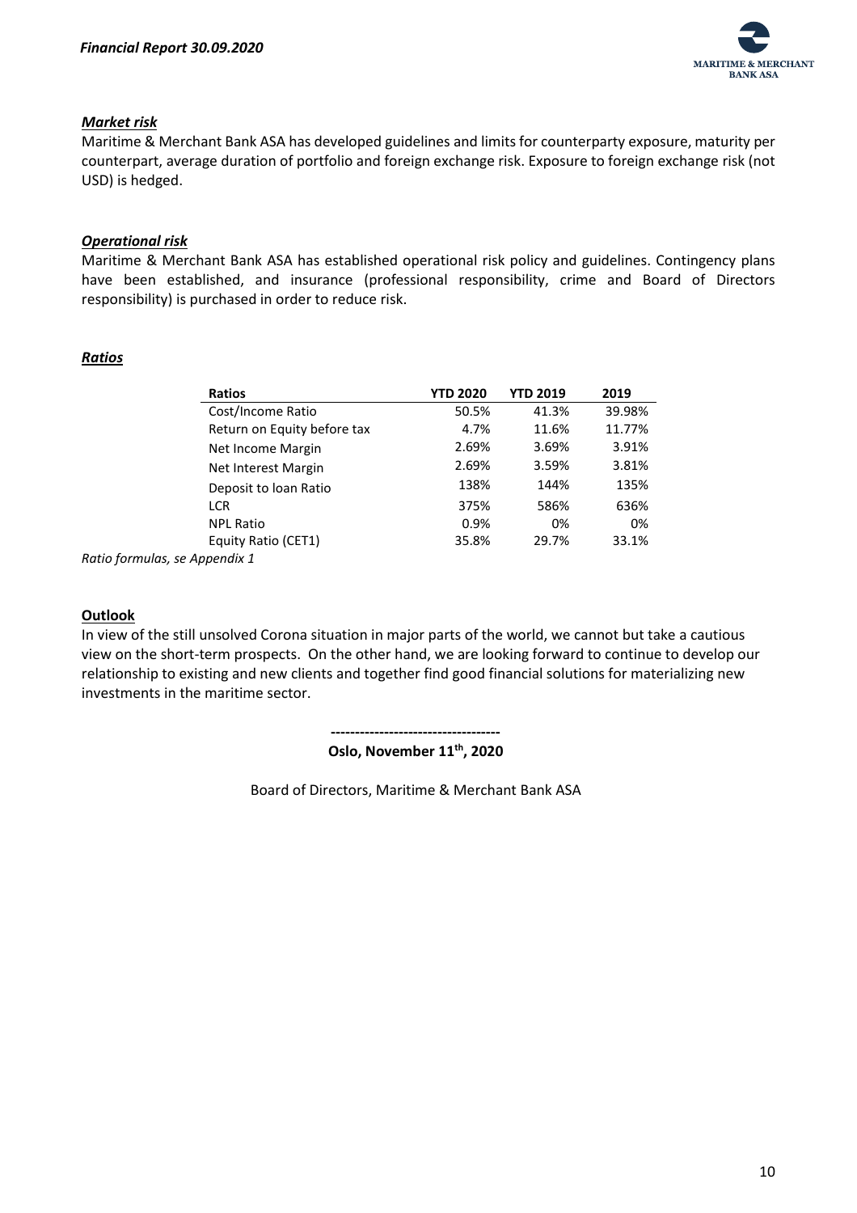### *Market risk*

Maritime & Merchant Bank ASA has developed guidelines and limits for counterparty exposure, maturity per counterpart, average duration of portfolio and foreign exchange risk. Exposure to foreign exchange risk (not USD) is hedged.

### *Operational risk*

Maritime & Merchant Bank ASA has established operational risk policy and guidelines. Contingency plans have been established, and insurance (professional responsibility, crime and Board of Directors responsibility) is purchased in order to reduce risk.

### *Ratios*

| Ratios | YTD 2020 | YTD 2019 | 2019 |
|---|---|---|---|
| Cost/Income Ratio | 50.5% | 41.3% | 39.98% |
| Return on Equity before tax | 4.7% | 11.6% | 11.77% |
| Net Income Margin | 2.69% | 3.69% | 3.91% |
| Net Interest Margin | 2.69% | 3.59% | 3.81% |
| Deposit to loan Ratio | 138% | 144% | 135% |
| LCR | 375% | 586% | 636% |
| NPL Ratio | 0.9% | 0% | 0% |
| Equity Ratio (CET1) | 35.8% | 29.7% | 33.1% |

*Ratio formulas, se Appendix 1*

### Outlook

In view of the still unsolved Corona situation in major parts of the world, we cannot but take a cautious view on the short-term prospects. On the other hand, we are looking forward to continue to develop our relationship to existing and new clients and together find good financial solutions for materializing new investments in the maritime sector.

-----------------------------------

**Oslo, November 11th, 2020**

Board of Directors, Maritime & Merchant Bank ASA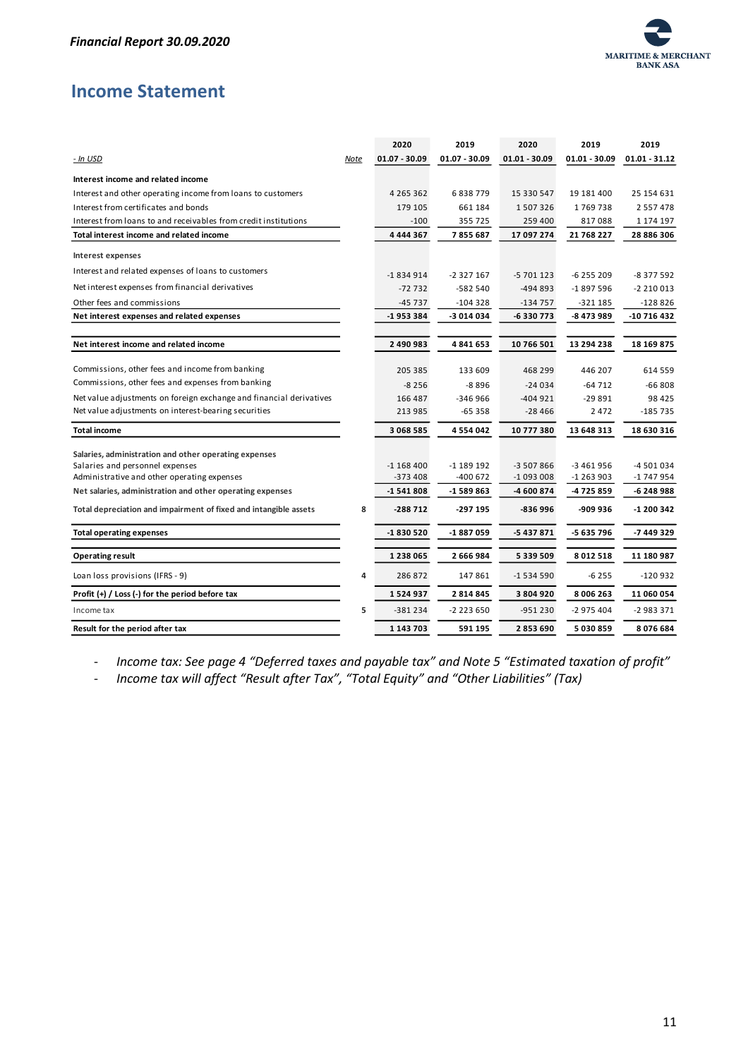# Income Statement

| - In USD | Note | 2020<br>01.07 - 30.09 | 2019<br>01.07 - 30.09 | 2020<br>01.01 - 30.09 | 2019<br>01.01 - 30.09 | 2019<br>01.01 - 31.12 |
|---|---|---|---|---|---|---|
| **Interest income and related income** | | | | | | |
| Interest and other operating income from loans to customers | | 4 265 362 | 6 838 779 | 15 330 547 | 19 181 400 | 25 154 631 |
| Interest from certificates and bonds | | 179 105 | 661 184 | 1 507 326 | 1 769 738 | 2 557 478 |
| Interest from loans to and receivables from credit institutions | | -100 | 355 725 | 259 400 | 817 088 | 1 174 197 |
| **Total interest income and related income** | | **4 444 367** | **7 855 687** | **17 097 274** | **21 768 227** | **28 886 306** |
| Interest expenses | | | | | | |
| Interest and related expenses of loans to customers | | -1 834 914 | -2 327 167 | -5 701 123 | -6 255 209 | -8 377 592 |
| Net interest expenses from financial derivatives | | -72 732 | -582 540 | -494 893 | -1 897 596 | -2 210 013 |
| Other fees and commissions | | -45 737 | -104 328 | -134 757 | -321 185 | -128 826 |
| **Net interest expenses and related expenses** | | **-1 953 384** | **-3 014 034** | **-6 330 773** | **-8 473 989** | **-10 716 432** |
| **Net interest income and related income** | | **2 490 983** | **4 841 653** | **10 766 501** | **13 294 238** | **18 169 875** |
| Commissions, other fees and income from banking | | 205 385 | 133 609 | 468 299 | 446 207 | 614 559 |
| Commissions, other fees and expenses from banking | | -8 256 | -8 896 | -24 034 | -64 712 | -66 808 |
| Net value adjustments on foreign exchange and financial derivatives | | 166 487 | -346 966 | -404 921 | -29 891 | 98 425 |
| Net value adjustments on interest-bearing securities | | 213 985 | -65 358 | -28 466 | 2 472 | -185 735 |
| **Total income** | | **3 068 585** | **4 554 042** | **10 777 380** | **13 648 313** | **18 630 316** |
| **Salaries, administration and other operating expenses** | | | | | | |
| Salaries and personnel expenses | | -1 168 400 | -1 189 192 | -3 507 866 | -3 461 956 | -4 501 034 |
| Administrative and other operating expenses | | -373 408 | -400 672 | -1 093 008 | -1 263 903 | -1 747 954 |
| **Net salaries, administration and other operating expenses** | | **-1 541 808** | **-1 589 863** | **-4 600 874** | **-4 725 859** | **-6 248 988** |
| **Total depreciation and impairment of fixed and intangible assets** | 8 | **-288 712** | **-297 195** | **-836 996** | **-909 936** | **-1 200 342** |
| **Total operating expenses** | | **-1 830 520** | **-1 887 059** | **-5 437 871** | **-5 635 796** | **-7 449 329** |
| **Operating result** | | **1 238 065** | **2 666 984** | **5 339 509** | **8 012 518** | **11 180 987** |
| Loan loss provisions (IFRS - 9) | 4 | 286 872 | 147 861 | -1 534 590 | -6 255 | -120 932 |
| **Profit (+) / Loss (-) for the period before tax** | | **1 524 937** | **2 814 845** | **3 804 920** | **8 006 263** | **11 060 054** |
| Income tax | 5 | -381 234 | -2 223 650 | -951 230 | -2 975 404 | -2 983 371 |
| **Result for the period after tax** | | **1 143 703** | **591 195** | **2 853 690** | **5 030 859** | **8 076 684** |

- *Income tax: See page 4 “Deferred taxes and payable tax” and Note 5 “Estimated taxation of profit”*
- *Income tax will affect “Result after Tax”, “Total Equity” and “Other Liabilities” (Tax)*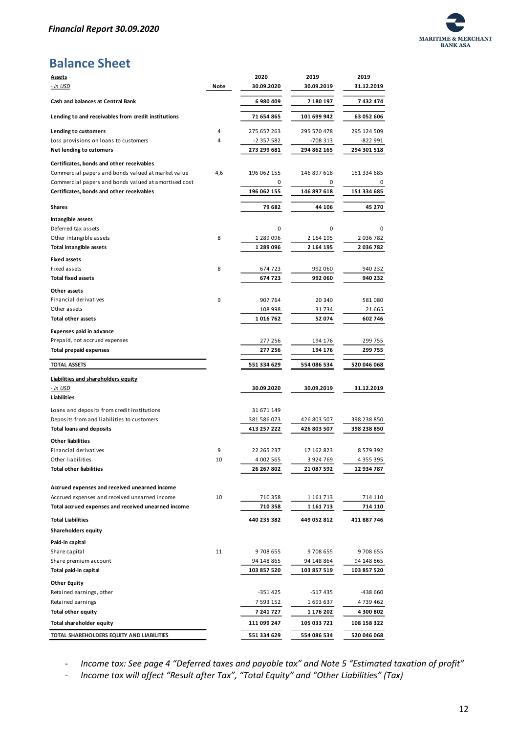## Balance Sheet

| Assets<br>- In USD | Note | 2020<br>30.09.2020 | 2019<br>30.09.2019 | 2019<br>31.12.2019 |
|---|---|---|---|---|
| **Cash and balances at Central Bank** | | **6 980 409** | **7 180 197** | **7 432 474** |
| **Lending to and receivables from credit institutions** | | **71 654 865** | **101 699 942** | **63 052 606** |
| **Lending to customers** | 4 | 275 657 263 | 295 570 478 | 295 124 509 |
| Loss provisions on loans to customers | 4 | -2 357 582 | -708 313 | -822 991 |
| **Net lending to cutomers** | | **273 299 681** | **294 862 165** | **294 301 518** |
| **Certificates, bonds and other receivables** | | | | |
| Commercial papers and bonds valued at market value | 4,6 | 196 062 155 | 146 897 618 | 151 334 685 |
| Commercial papers and bonds valued at amortised cost | | 0 | 0 | 0 |
| **Certificates, bonds and other receivables** | | **196 062 155** | **146 897 618** | **151 334 685** |
| **Shares** | | **79 682** | **44 106** | **45 270** |
| **Intangible assets** | | | | |
| Deferred tax assets | | 0 | 0 | 0 |
| Other intangible assets | 8 | 1 289 096 | 2 164 195 | 2 036 782 |
| **Total intangible assets** | | **1 289 096** | **2 164 195** | **2 036 782** |
| **Fixed assets** | | | | |
| Fixed assets | 8 | 674 723 | 992 060 | 940 232 |
| **Total fixed assets** | | **674 723** | **992 060** | **940 232** |
| **Other assets** | | | | |
| Financial derivatives | 9 | 907 764 | 20 340 | 581 080 |
| Other assets | | 108 998 | 31 734 | 21 665 |
| **Total other assets** | | **1 016 762** | **52 074** | **602 746** |
| **Expenses paid in advance** | | | | |
| Prepaid, not accrued expenses | | 277 256 | 194 176 | 299 755 |
| **Total prepaid expenses** | | **277 256** | **194 176** | **299 755** |
| **TOTAL ASSETS** | | **551 334 629** | **554 086 534** | **520 046 068** |

| Liabilities and shareholders equity<br>- In USD | Note | 30.09.2020 | 30.09.2019 | 31.12.2019 |
|---|---|---|---|---|
| **Liabilities** | | | | |
| Loans and deposits from credit institutions | | 31 671 149 | | |
| Deposits from and liabilities to customers | | 381 586 073 | 426 803 507 | 398 238 850 |
| **Total loans and deposits** | | **413 257 222** | **426 803 507** | **398 238 850** |
| **Other liabilities** | | | | |
| Financial derivatives | 9 | 22 265 237 | 17 162 823 | 8 579 392 |
| Other liabilities | 10 | 4 002 565 | 3 924 769 | 4 355 395 |
| **Total other liabilities** | | **26 267 802** | **21 087 592** | **12 934 787** |
| **Accrued expenses and received unearned income** | | | | |
| Accrued expenses and received unearned income | 10 | 710 358 | 1 161 713 | 714 110 |
| **Total accrued expenses and received unearned income** | | **710 358** | **1 161 713** | **714 110** |
| **Total Liabilities** | | **440 235 382** | **449 052 812** | **411 887 746** |
| **Shareholders equity** | | | | |
| **Paid-in capital** | | | | |
| Share capital | 11 | 9 708 655 | 9 708 655 | 9 708 655 |
| Share premium account | | 94 148 865 | 94 148 864 | 94 148 865 |
| **Total paid-in capital** | | **103 857 520** | **103 857 519** | **103 857 520** |
| **Other Equity** | | | | |
| Retained earnings, other | | -351 425 | -517 435 | -438 660 |
| Retained earnings | | 7 593 152 | 1 693 637 | 4 739 462 |
| **Total other equity** | | **7 241 727** | **1 176 202** | **4 300 802** |
| **Total shareholder equity** | | **111 099 247** | **105 033 721** | **108 158 322** |
| **TOTAL SHAREHOLDERS EQUITY AND LIABILITIES** | | **551 334 629** | **554 086 534** | **520 046 068** |

- *Income tax: See page 4 "Deferred taxes and payable tax" and Note 5 "Estimated taxation of profit"*
- *Income tax will affect "Result after Tax", "Total Equity" and "Other Liabilities" (Tax)*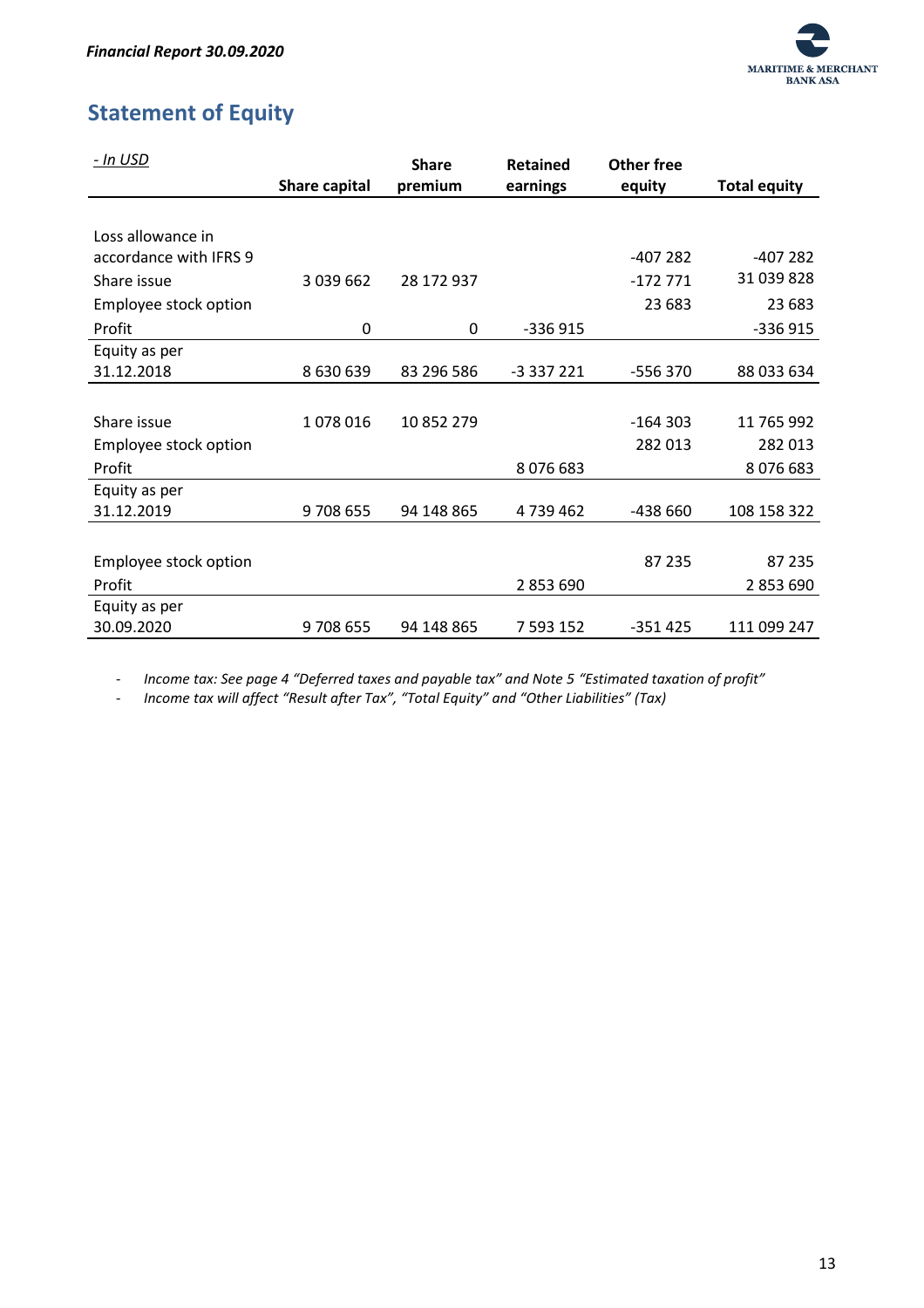## Statement of Equity

| *- In USD* | Share capital | Share premium | Retained earnings | Other free equity | Total equity |
|---|---|---|---|---|---|
| Loss allowance in accordance with IFRS 9 | | | | -407 282 | -407 282 |
| Share issue | 3 039 662 | 28 172 937 | | -172 771 | 31 039 828 |
| Employee stock option | | | | 23 683 | 23 683 |
| Profit | 0 | 0 | -336 915 | | -336 915 |
| Equity as per 31.12.2018 | 8 630 639 | 83 296 586 | -3 337 221 | -556 370 | 88 033 634 |
| | | | | | |
| Share issue | 1 078 016 | 10 852 279 | | -164 303 | 11 765 992 |
| Employee stock option | | | | 282 013 | 282 013 |
| Profit | | | 8 076 683 | | 8 076 683 |
| Equity as per 31.12.2019 | 9 708 655 | 94 148 865 | 4 739 462 | -438 660 | 108 158 322 |
| | | | | | |
| Employee stock option | | | | 87 235 | 87 235 |
| Profit | | | 2 853 690 | | 2 853 690 |
| Equity as per 30.09.2020 | 9 708 655 | 94 148 865 | 7 593 152 | -351 425 | 111 099 247 |

- *Income tax: See page 4 "Deferred taxes and payable tax" and Note 5 "Estimated taxation of profit"*
- *Income tax will affect "Result after Tax", "Total Equity" and "Other Liabilities" (Tax)*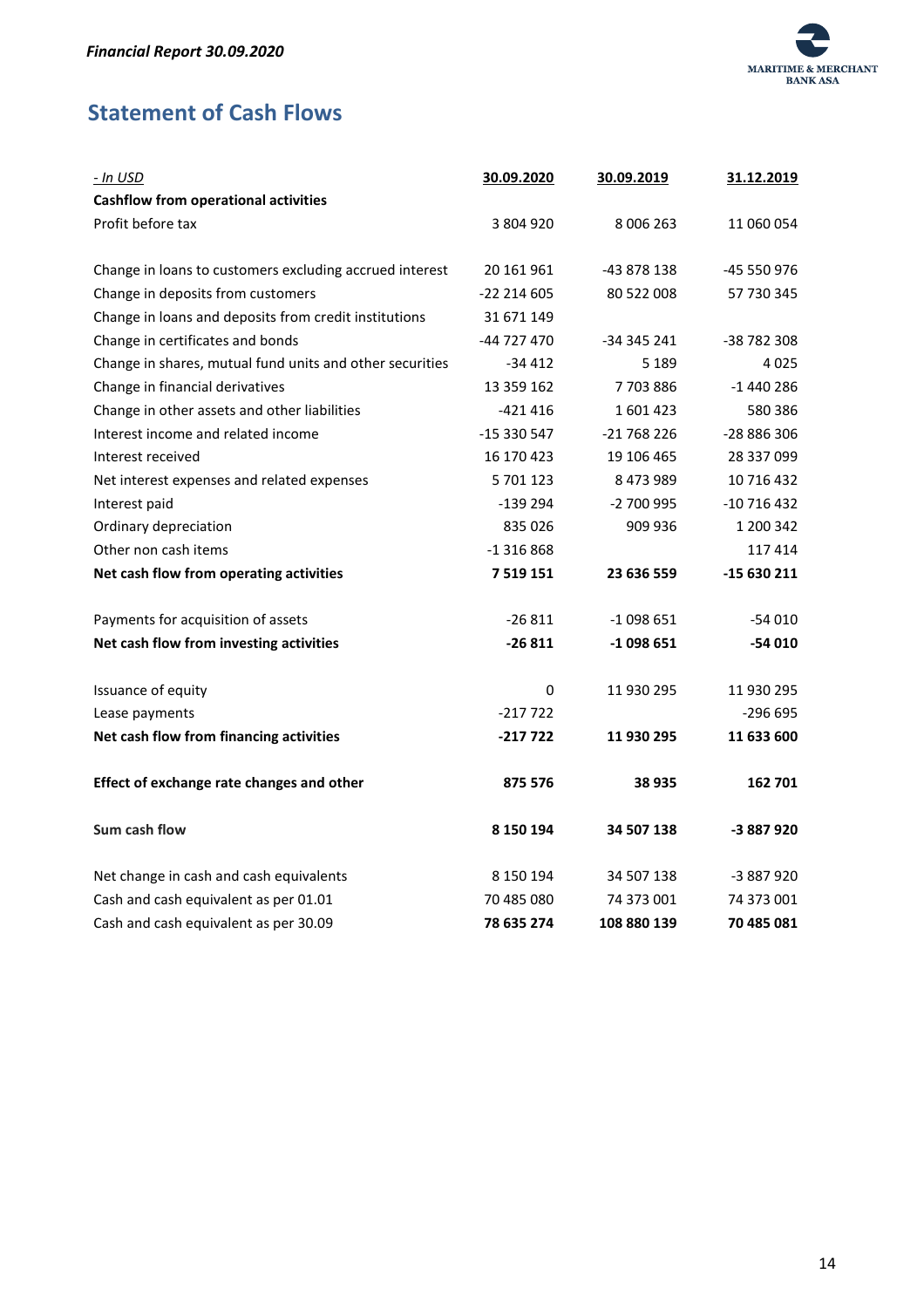## Statement of Cash Flows

| *- In USD* | **30.09.2020** | **30.09.2019** | **31.12.2019** |
|---|---|---|---|
| **Cashflow from operational activities** | | | |
| Profit before tax | 3 804 920 | 8 006 263 | 11 060 054 |
| | | | |
| Change in loans to customers excluding accrued interest | 20 161 961 | -43 878 138 | -45 550 976 |
| Change in deposits from customers | -22 214 605 | 80 522 008 | 57 730 345 |
| Change in loans and deposits from credit institutions | 31 671 149 | | |
| Change in certificates and bonds | -44 727 470 | -34 345 241 | -38 782 308 |
| Change in shares, mutual fund units and other securities | -34 412 | 5 189 | 4 025 |
| Change in financial derivatives | 13 359 162 | 7 703 886 | -1 440 286 |
| Change in other assets and other liabilities | -421 416 | 1 601 423 | 580 386 |
| Interest income and related income | -15 330 547 | -21 768 226 | -28 886 306 |
| Interest received | 16 170 423 | 19 106 465 | 28 337 099 |
| Net interest expenses and related expenses | 5 701 123 | 8 473 989 | 10 716 432 |
| Interest paid | -139 294 | -2 700 995 | -10 716 432 |
| Ordinary depreciation | 835 026 | 909 936 | 1 200 342 |
| Other non cash items | -1 316 868 | | 117 414 |
| **Net cash flow from operating activities** | **7 519 151** | **23 636 559** | **-15 630 211** |
| | | | |
| Payments for acquisition of assets | -26 811 | -1 098 651 | -54 010 |
| **Net cash flow from investing activities** | **-26 811** | **-1 098 651** | **-54 010** |
| | | | |
| Issuance of equity | 0 | 11 930 295 | 11 930 295 |
| Lease payments | -217 722 | | -296 695 |
| **Net cash flow from financing activities** | **-217 722** | **11 930 295** | **11 633 600** |
| | | | |
| **Effect of exchange rate changes and other** | **875 576** | **38 935** | **162 701** |
| | | | |
| **Sum cash flow** | **8 150 194** | **34 507 138** | **-3 887 920** |
| | | | |
| Net change in cash and cash equivalents | 8 150 194 | 34 507 138 | -3 887 920 |
| Cash and cash equivalent as per 01.01 | 70 485 080 | 74 373 001 | 74 373 001 |
| Cash and cash equivalent as per 30.09 | **78 635 274** | **108 880 139** | **70 485 081** |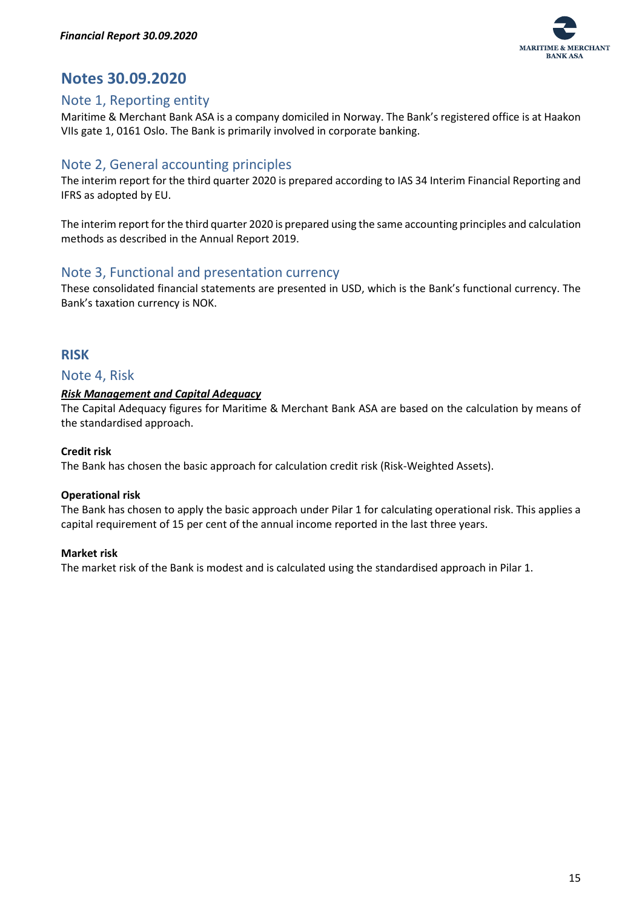# Notes 30.09.2020

## Note 1, Reporting entity

Maritime & Merchant Bank ASA is a company domiciled in Norway. The Bank's registered office is at Haakon VIIs gate 1, 0161 Oslo. The Bank is primarily involved in corporate banking.

## Note 2, General accounting principles

The interim report for the third quarter 2020 is prepared according to IAS 34 Interim Financial Reporting and IFRS as adopted by EU.

The interim report for the third quarter 2020 is prepared using the same accounting principles and calculation methods as described in the Annual Report 2019.

## Note 3, Functional and presentation currency

These consolidated financial statements are presented in USD, which is the Bank's functional currency. The Bank's taxation currency is NOK.

# RISK

## Note 4, Risk

***Risk Management and Capital Adequacy***

The Capital Adequacy figures for Maritime & Merchant Bank ASA are based on the calculation by means of the standardised approach.

**Credit risk**

The Bank has chosen the basic approach for calculation credit risk (Risk-Weighted Assets).

**Operational risk**

The Bank has chosen to apply the basic approach under Pilar 1 for calculating operational risk. This applies a capital requirement of 15 per cent of the annual income reported in the last three years.

**Market risk**

The market risk of the Bank is modest and is calculated using the standardised approach in Pilar 1.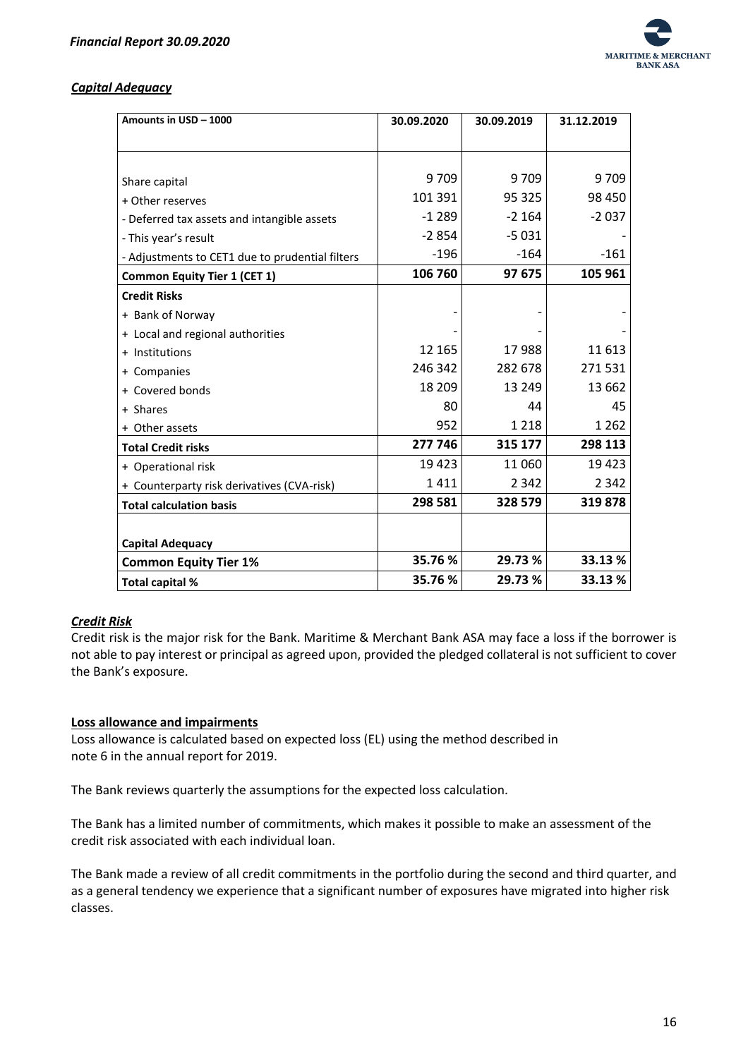## *Capital Adequacy*

| Amounts in USD – 1000 | 30.09.2020 | 30.09.2019 | 31.12.2019 |
|---|---|---|---|
| Share capital | 9 709 | 9 709 | 9 709 |
| + Other reserves | 101 391 | 95 325 | 98 450 |
| - Deferred tax assets and intangible assets | -1 289 | -2 164 | -2 037 |
| - This year's result | -2 854 | -5 031 | - |
| - Adjustments to CET1 due to prudential filters | -196 | -164 | -161 |
| **Common Equity Tier 1 (CET 1)** | **106 760** | **97 675** | **105 961** |
| **Credit Risks** | | | |
| + Bank of Norway | - | - | - |
| + Local and regional authorities | - | - | - |
| + Institutions | 12 165 | 17 988 | 11 613 |
| + Companies | 246 342 | 282 678 | 271 531 |
| + Covered bonds | 18 209 | 13 249 | 13 662 |
| + Shares | 80 | 44 | 45 |
| + Other assets | 952 | 1 218 | 1 262 |
| **Total Credit risks** | **277 746** | **315 177** | **298 113** |
| + Operational risk | 19 423 | 11 060 | 19 423 |
| + Counterparty risk derivatives (CVA-risk) | 1 411 | 2 342 | 2 342 |
| **Total calculation basis** | **298 581** | **328 579** | **319 878** |
| **Capital Adequacy** | | | |
| **Common Equity Tier 1%** | **35.76 %** | **29.73 %** | **33.13 %** |
| **Total capital %** | **35.76 %** | **29.73 %** | **33.13 %** |

## *Credit Risk*

Credit risk is the major risk for the Bank. Maritime & Merchant Bank ASA may face a loss if the borrower is not able to pay interest or principal as agreed upon, provided the pledged collateral is not sufficient to cover the Bank's exposure.

### Loss allowance and impairments

Loss allowance is calculated based on expected loss (EL) using the method described in note 6 in the annual report for 2019.

The Bank reviews quarterly the assumptions for the expected loss calculation.

The Bank has a limited number of commitments, which makes it possible to make an assessment of the credit risk associated with each individual loan.

The Bank made a review of all credit commitments in the portfolio during the second and third quarter, and as a general tendency we experience that a significant number of exposures have migrated into higher risk classes.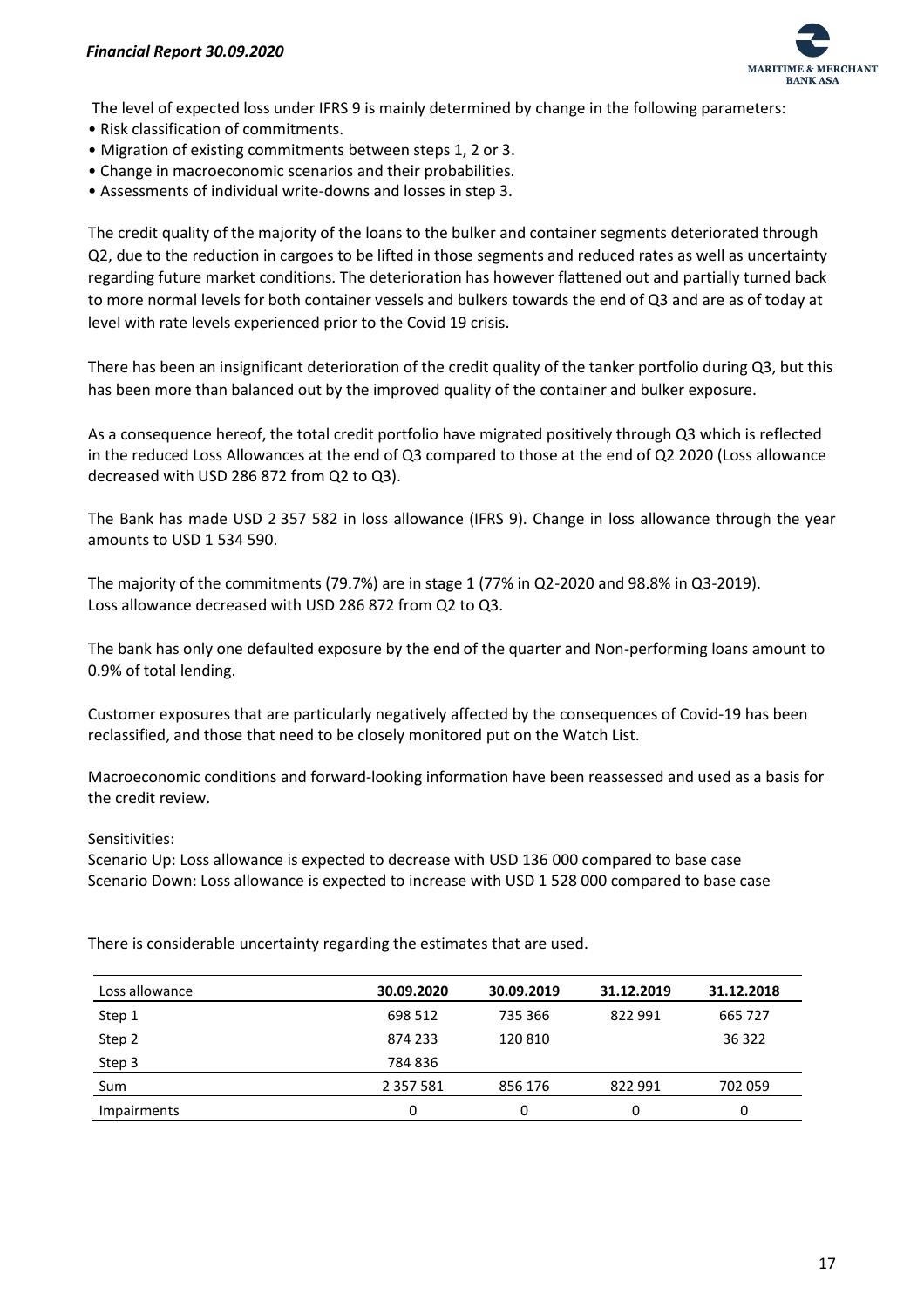The level of expected loss under IFRS 9 is mainly determined by change in the following parameters:

- Risk classification of commitments.
- Migration of existing commitments between steps 1, 2 or 3.
- Change in macroeconomic scenarios and their probabilities.
- Assessments of individual write-downs and losses in step 3.

The credit quality of the majority of the loans to the bulker and container segments deteriorated through Q2, due to the reduction in cargoes to be lifted in those segments and reduced rates as well as uncertainty regarding future market conditions. The deterioration has however flattened out and partially turned back to more normal levels for both container vessels and bulkers towards the end of Q3 and are as of today at level with rate levels experienced prior to the Covid 19 crisis.

There has been an insignificant deterioration of the credit quality of the tanker portfolio during Q3, but this has been more than balanced out by the improved quality of the container and bulker exposure.

As a consequence hereof, the total credit portfolio have migrated positively through Q3 which is reflected in the reduced Loss Allowances at the end of Q3 compared to those at the end of Q2 2020 (Loss allowance decreased with USD 286 872 from Q2 to Q3).

The Bank has made USD 2 357 582 in loss allowance (IFRS 9). Change in loss allowance through the year amounts to USD 1 534 590.

The majority of the commitments (79.7%) are in stage 1 (77% in Q2-2020 and 98.8% in Q3-2019).
Loss allowance decreased with USD 286 872 from Q2 to Q3.

The bank has only one defaulted exposure by the end of the quarter and Non-performing loans amount to 0.9% of total lending.

Customer exposures that are particularly negatively affected by the consequences of Covid-19 has been reclassified, and those that need to be closely monitored put on the Watch List.

Macroeconomic conditions and forward-looking information have been reassessed and used as a basis for the credit review.

Sensitivities:
Scenario Up: Loss allowance is expected to decrease with USD 136 000 compared to base case
Scenario Down: Loss allowance is expected to increase with USD 1 528 000 compared to base case

There is considerable uncertainty regarding the estimates that are used.

| Loss allowance | 30.09.2020 | 30.09.2019 | 31.12.2019 | 31.12.2018 |
|---|---|---|---|---|
| Step 1 | 698 512 | 735 366 | 822 991 | 665 727 |
| Step 2 | 874 233 | 120 810 | | 36 322 |
| Step 3 | 784 836 | | | |
| Sum | 2 357 581 | 856 176 | 822 991 | 702 059 |
| Impairments | 0 | 0 | 0 | 0 |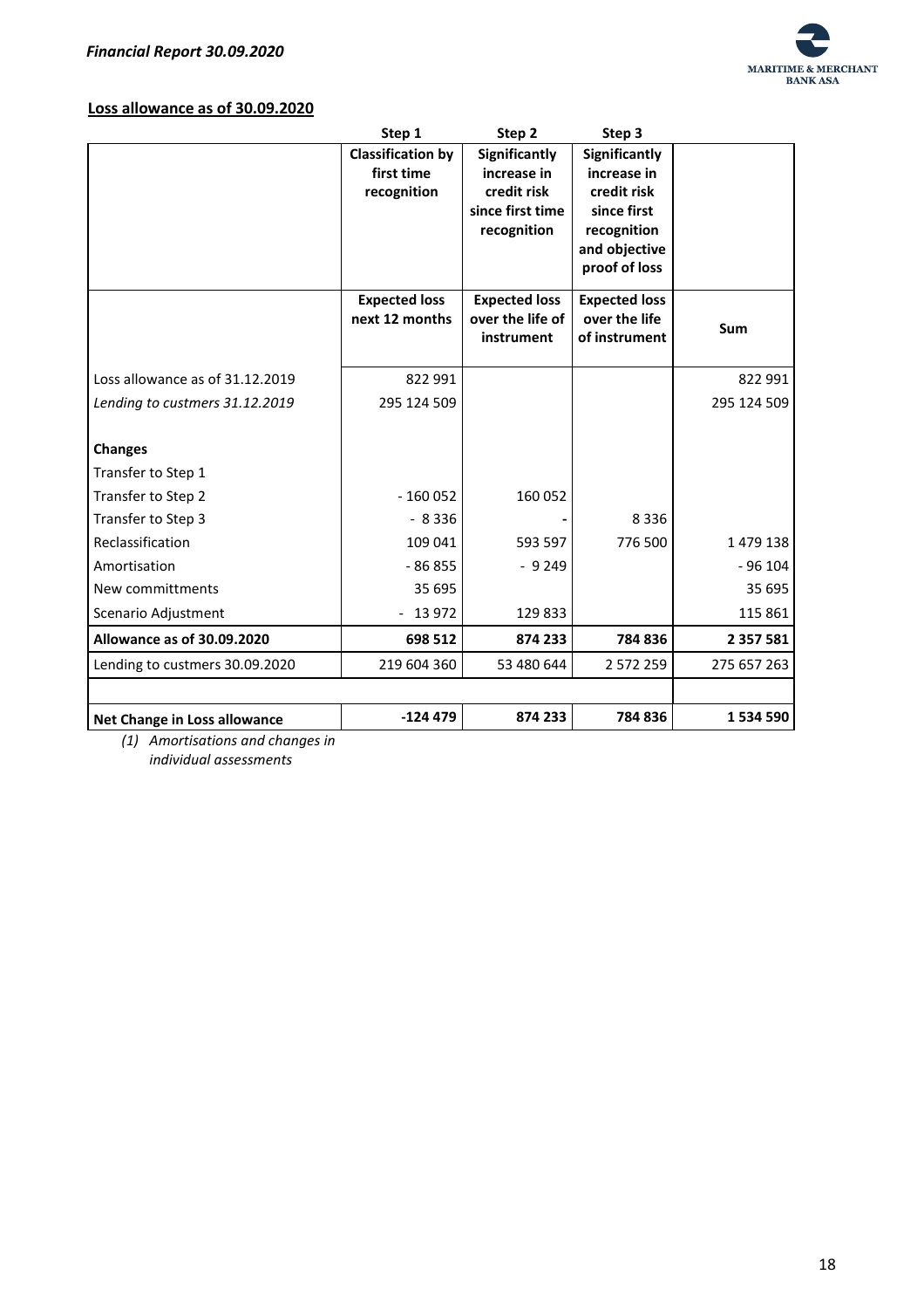## Loss allowance as of 30.09.2020

| | Step 1 | Step 2 | Step 3 | |
|---|---|---|---|---|
| | Classification by first time recognition | Significantly increase in credit risk since first time recognition | Significantly increase in credit risk since first recognition and objective proof of loss | |
| | Expected loss next 12 months | Expected loss over the life of instrument | Expected loss over the life of instrument | Sum |
| Loss allowance as of 31.12.2019 | 822 991 | | | 822 991 |
| *Lending to custmers 31.12.2019* | 295 124 509 | | | 295 124 509 |
| **Changes** | | | | |
| Transfer to Step 1 | | | | |
| Transfer to Step 2 | - 160 052 | 160 052 | | |
| Transfer to Step 3 | - 8 336 | - | 8 336 | |
| Reclassification | 109 041 | 593 597 | 776 500 | 1 479 138 |
| Amortisation | - 86 855 | - 9 249 | | - 96 104 |
| New committments | 35 695 | | | 35 695 |
| Scenario Adjustment | - 13 972 | 129 833 | | 115 861 |
| **Allowance as of 30.09.2020** | **698 512** | **874 233** | **784 836** | **2 357 581** |
| Lending to custmers 30.09.2020 | 219 604 360 | 53 480 644 | 2 572 259 | 275 657 263 |
| | | | | |
| **Net Change in Loss allowance** | **-124 479** | **874 233** | **784 836** | **1 534 590** |

*(1) Amortisations and changes in individual assessments*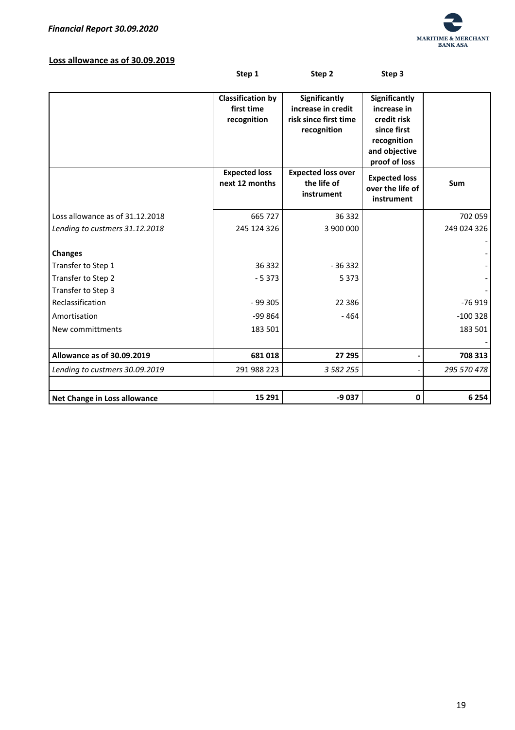## Loss allowance as of 30.09.2019

| | Step 1 | Step 2 | Step 3 | |
|---|---|---|---|---|
| | **Classification by first time recognition** | **Significantly increase in credit risk since first time recognition** | **Significantly increase in credit risk since first recognition and objective proof of loss** | |
| | **Expected loss next 12 months** | **Expected loss over the life of instrument** | **Expected loss over the life of instrument** | **Sum** |
| Loss allowance as of 31.12.2018 | 665 727 | 36 332 | | 702 059 |
| *Lending to custmers 31.12.2018* | 245 124 326 | 3 900 000 | | 249 024 326 |
| | | | | - |
| **Changes** | | | | - |
| Transfer to Step 1 | 36 332 | - 36 332 | | - |
| Transfer to Step 2 | - 5 373 | 5 373 | | - |
| Transfer to Step 3 | | | | - |
| Reclassification | - 99 305 | 22 386 | | -76 919 |
| Amortisation | -99 864 | - 464 | | -100 328 |
| New committments | 183 501 | | | 183 501 |
| | | | | - |
| **Allowance as of 30.09.2019** | **681 018** | **27 295** | **-** | **708 313** |
| *Lending to custmers 30.09.2019* | 291 988 223 | *3 582 255* | - | *295 570 478* |
| | | | | |
| **Net Change in Loss allowance** | **15 291** | **-9 037** | **0** | **6 254** |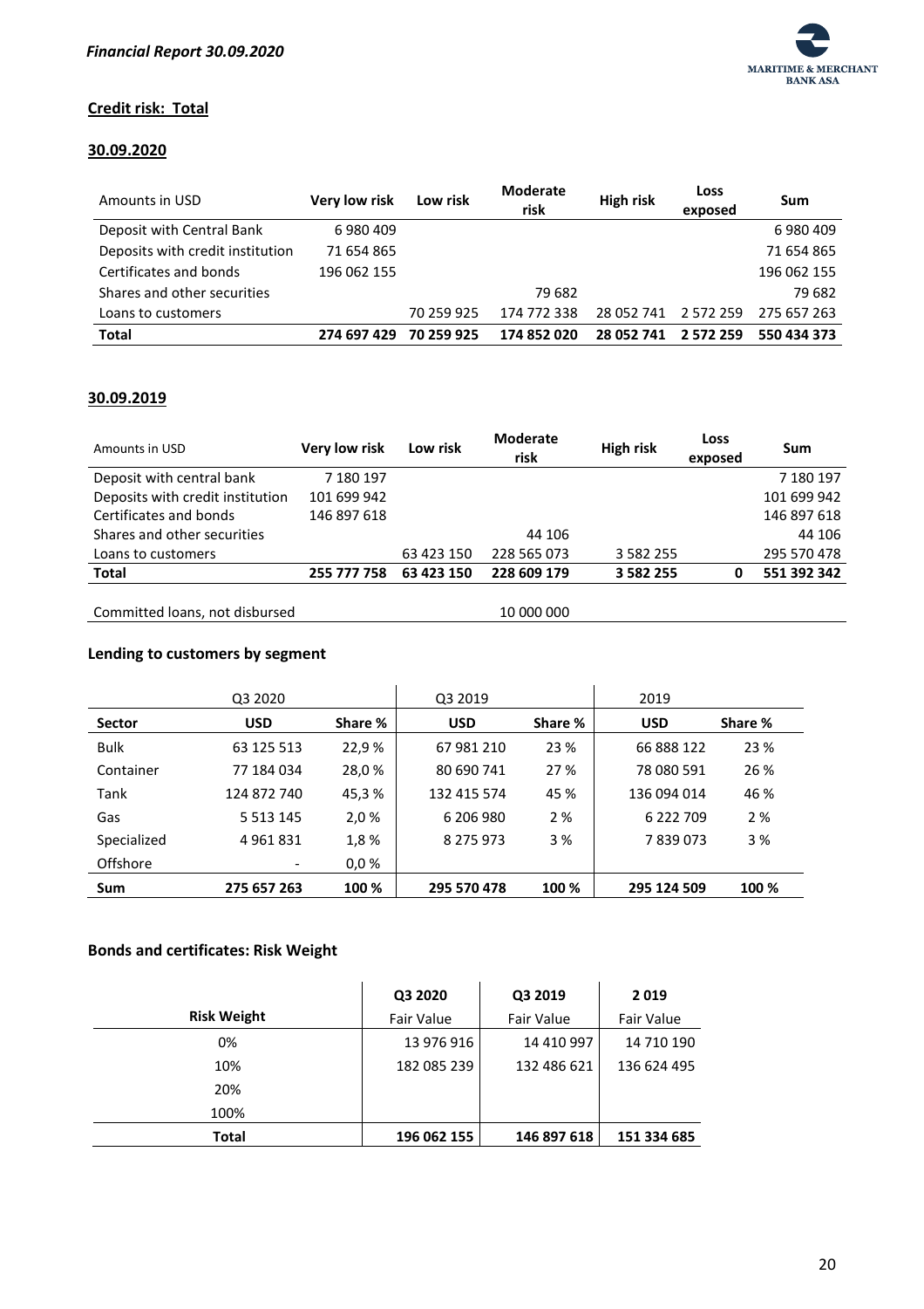## Credit risk: Total

### 30.09.2020

| Amounts in USD | Very low risk | Low risk | Moderate risk | High risk | Loss exposed | Sum |
|---|---|---|---|---|---|---|
| Deposit with Central Bank | 6 980 409 | | | | | 6 980 409 |
| Deposits with credit institution | 71 654 865 | | | | | 71 654 865 |
| Certificates and bonds | 196 062 155 | | | | | 196 062 155 |
| Shares and other securities | | | 79 682 | | | 79 682 |
| Loans to customers | | 70 259 925 | 174 772 338 | 28 052 741 | 2 572 259 | 275 657 263 |
| **Total** | **274 697 429** | **70 259 925** | **174 852 020** | **28 052 741** | **2 572 259** | **550 434 373** |

### 30.09.2019

| Amounts in USD | Very low risk | Low risk | Moderate risk | High risk | Loss exposed | Sum |
|---|---|---|---|---|---|---|
| Deposit with central bank | 7 180 197 | | | | | 7 180 197 |
| Deposits with credit institution | 101 699 942 | | | | | 101 699 942 |
| Certificates and bonds | 146 897 618 | | | | | 146 897 618 |
| Shares and other securities | | | 44 106 | | | 44 106 |
| Loans to customers | | 63 423 150 | 228 565 073 | 3 582 255 | | 295 570 478 |
| **Total** | **255 777 758** | **63 423 150** | **228 609 179** | **3 582 255** | **0** | **551 392 342** |
| | | | | | | |
| Committed loans, not disbursed | | | 10 000 000 | | | |

### Lending to customers by segment

| | Q3 2020 | | Q3 2019 | | 2019 | |
|---|---|---|---|---|---|---|
| **Sector** | **USD** | **Share %** | **USD** | **Share %** | **USD** | **Share %** |
| Bulk | 63 125 513 | 22,9 % | 67 981 210 | 23 % | 66 888 122 | 23 % |
| Container | 77 184 034 | 28,0 % | 80 690 741 | 27 % | 78 080 591 | 26 % |
| Tank | 124 872 740 | 45,3 % | 132 415 574 | 45 % | 136 094 014 | 46 % |
| Gas | 5 513 145 | 2,0 % | 6 206 980 | 2 % | 6 222 709 | 2 % |
| Specialized | 4 961 831 | 1,8 % | 8 275 973 | 3 % | 7 839 073 | 3 % |
| Offshore | - | 0,0 % | | | | |
| **Sum** | **275 657 263** | **100 %** | **295 570 478** | **100 %** | **295 124 509** | **100 %** |

### Bonds and certificates: Risk Weight

| | **Q3 2020** | **Q3 2019** | **2 019** |
|---|---|---|---|
| **Risk Weight** | Fair Value | Fair Value | Fair Value |
| 0% | 13 976 916 | 14 410 997 | 14 710 190 |
| 10% | 182 085 239 | 132 486 621 | 136 624 495 |
| 20% | | | |
| 100% | | | |
| **Total** | **196 062 155** | **146 897 618** | **151 334 685** |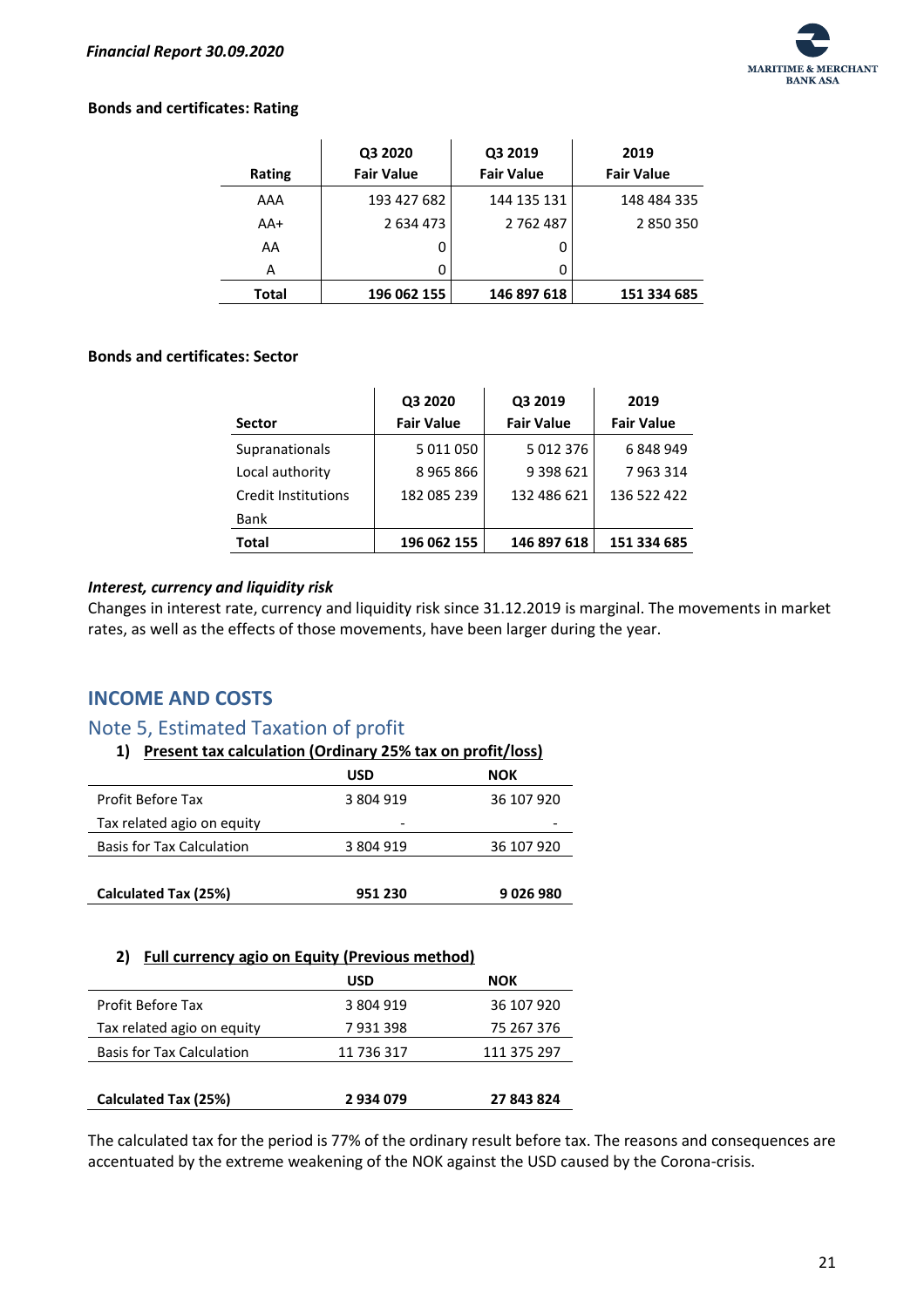**Bonds and certificates: Rating**

| Rating | Q3 2020<br>Fair Value | Q3 2019<br>Fair Value | 2019<br>Fair Value |
|---|---|---|---|
| AAA | 193 427 682 | 144 135 131 | 148 484 335 |
| AA+ | 2 634 473 | 2 762 487 | 2 850 350 |
| AA | 0 | 0 | |
| A | 0 | 0 | |
| **Total** | **196 062 155** | **146 897 618** | **151 334 685** |

**Bonds and certificates: Sector**

| Sector | Q3 2020<br>Fair Value | Q3 2019<br>Fair Value | 2019<br>Fair Value |
|---|---|---|---|
| Supranationals | 5 011 050 | 5 012 376 | 6 848 949 |
| Local authority | 8 965 866 | 9 398 621 | 7 963 314 |
| Credit Institutions | 182 085 239 | 132 486 621 | 136 522 422 |
| Bank | | | |
| **Total** | **196 062 155** | **146 897 618** | **151 334 685** |

***Interest, currency and liquidity risk***

Changes in interest rate, currency and liquidity risk since 31.12.2019 is marginal. The movements in market rates, as well as the effects of those movements, have been larger during the year.

## INCOME AND COSTS

### Note 5, Estimated Taxation of profit

**1) Present tax calculation (Ordinary 25% tax on profit/loss)**

| | USD | NOK |
|---|---|---|
| Profit Before Tax | 3 804 919 | 36 107 920 |
| Tax related agio on equity | - | - |
| Basis for Tax Calculation | 3 804 919 | 36 107 920 |
| | | |
| **Calculated Tax (25%)** | **951 230** | **9 026 980** |

**2) Full currency agio on Equity (Previous method)**

| | USD | NOK |
|---|---|---|
| Profit Before Tax | 3 804 919 | 36 107 920 |
| Tax related agio on equity | 7 931 398 | 75 267 376 |
| Basis for Tax Calculation | 11 736 317 | 111 375 297 |
| | | |
| **Calculated Tax (25%)** | **2 934 079** | **27 843 824** |

The calculated tax for the period is 77% of the ordinary result before tax. The reasons and consequences are accentuated by the extreme weakening of the NOK against the USD caused by the Corona-crisis.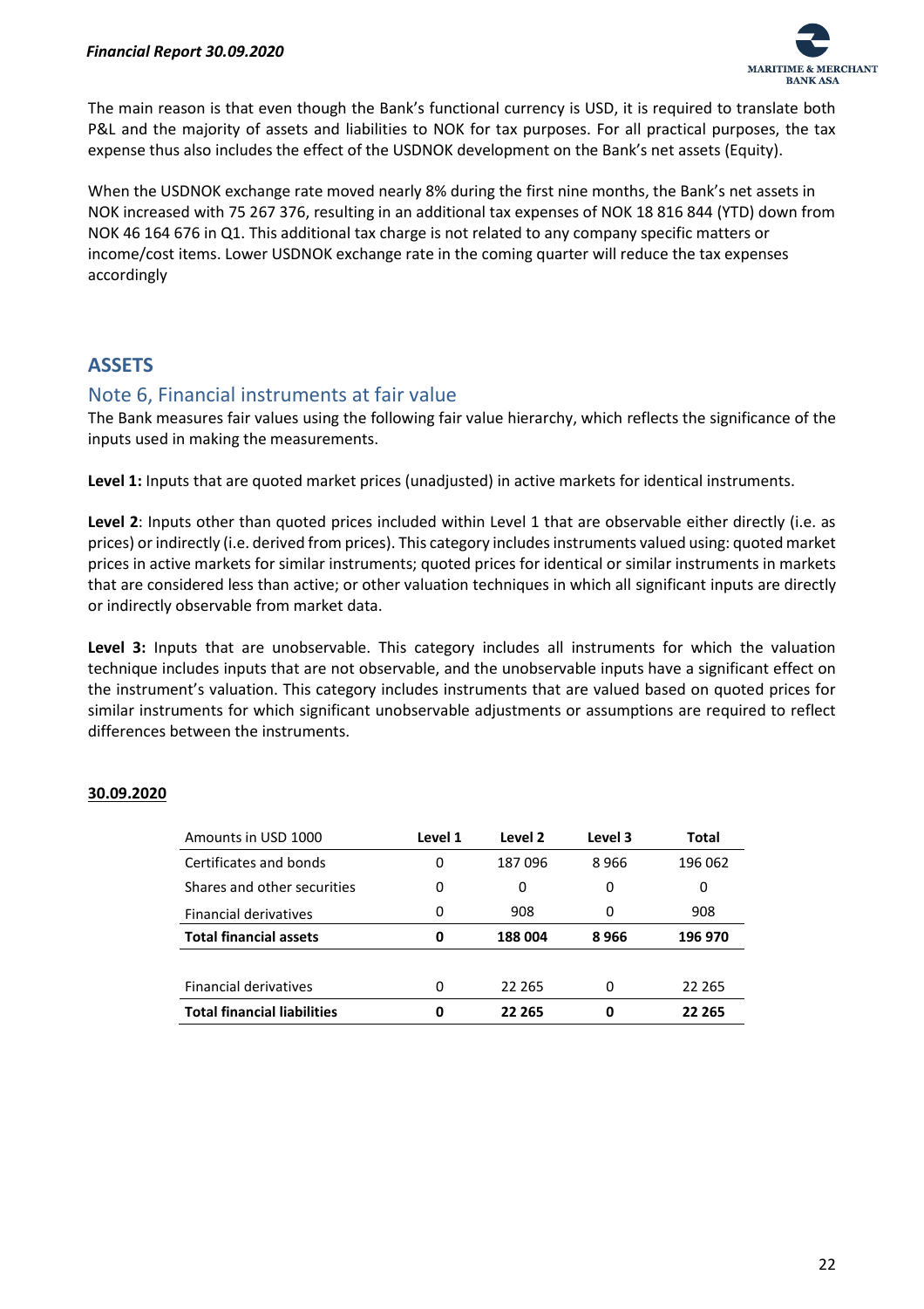The main reason is that even though the Bank's functional currency is USD, it is required to translate both P&L and the majority of assets and liabilities to NOK for tax purposes. For all practical purposes, the tax expense thus also includes the effect of the USDNOK development on the Bank's net assets (Equity).

When the USDNOK exchange rate moved nearly 8% during the first nine months, the Bank's net assets in NOK increased with 75 267 376, resulting in an additional tax expenses of NOK 18 816 844 (YTD) down from NOK 46 164 676 in Q1. This additional tax charge is not related to any company specific matters or income/cost items. Lower USDNOK exchange rate in the coming quarter will reduce the tax expenses accordingly

## ASSETS

### Note 6, Financial instruments at fair value

The Bank measures fair values using the following fair value hierarchy, which reflects the significance of the inputs used in making the measurements.

**Level 1:** Inputs that are quoted market prices (unadjusted) in active markets for identical instruments.

**Level 2**: Inputs other than quoted prices included within Level 1 that are observable either directly (i.e. as prices) or indirectly (i.e. derived from prices). This category includes instruments valued using: quoted market prices in active markets for similar instruments; quoted prices for identical or similar instruments in markets that are considered less than active; or other valuation techniques in which all significant inputs are directly or indirectly observable from market data.

**Level 3:** Inputs that are unobservable. This category includes all instruments for which the valuation technique includes inputs that are not observable, and the unobservable inputs have a significant effect on the instrument's valuation. This category includes instruments that are valued based on quoted prices for similar instruments for which significant unobservable adjustments or assumptions are required to reflect differences between the instruments.

**30.09.2020**

| Amounts in USD 1000 | Level 1 | Level 2 | Level 3 | Total |
|---|---|---|---|---|
| Certificates and bonds | 0 | 187 096 | 8 966 | 196 062 |
| Shares and other securities | 0 | 0 | 0 | 0 |
| Financial derivatives | 0 | 908 | 0 | 908 |
| **Total financial assets** | **0** | **188 004** | **8 966** | **196 970** |
| | | | | |
| Financial derivatives | 0 | 22 265 | 0 | 22 265 |
| **Total financial liabilities** | **0** | **22 265** | **0** | **22 265** |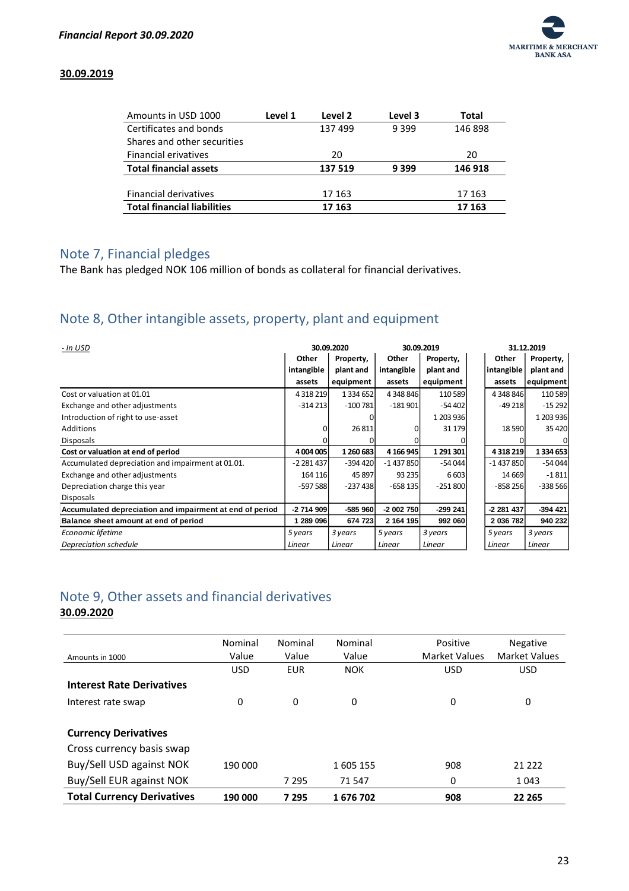**30.09.2019**

| Amounts in USD 1000 | Level 1 | Level 2 | Level 3 | Total |
|---|---|---|---|---|
| Certificates and bonds | | 137 499 | 9 399 | 146 898 |
| Shares and other securities | | | | |
| Financial erivatives | | 20 | | 20 |
| **Total financial assets** | | **137 519** | **9 399** | **146 918** |
| | | | | |
| Financial derivatives | | 17 163 | | 17 163 |
| **Total financial liabilities** | | **17 163** | | **17 163** |

## Note 7, Financial pledges

The Bank has pledged NOK 106 million of bonds as collateral for financial derivatives.

## Note 8, Other intangible assets, property, plant and equipment

| *- In USD* | 30.09.2020 | | 30.09.2019 | | 31.12.2019 | |
|---|---|---|---|---|---|---|
| | Other intangible assets | Property, plant and equipment | Other intangible assets | Property, plant and equipment | Other intangible assets | Property, plant and equipment |
| Cost or valuation at 01.01 | 4 318 219 | 1 334 652 | 4 348 846 | 110 589 | 4 348 846 | 110 589 |
| Exchange and other adjustments | -314 213 | -100 781 | -181 901 | -54 402 | -49 218 | -15 292 |
| Introduction of right to use-asset | | 0 | | 1 203 936 | | 1 203 936 |
| Additions | 0 | 26 811 | 0 | 31 179 | 18 590 | 35 420 |
| Disposals | 0 | 0 | 0 | 0 | 0 | 0 |
| **Cost or valuation at end of period** | **4 004 005** | **1 260 683** | **4 166 945** | **1 291 301** | **4 318 219** | **1 334 653** |
| Accumulated depreciation and impairment at 01.01. | -2 281 437 | -394 420 | -1 437 850 | -54 044 | -1 437 850 | -54 044 |
| Exchange and other adjustments | 164 116 | 45 897 | 93 235 | 6 603 | 14 669 | -1 811 |
| Depreciation charge this year | -597 588 | -237 438 | -658 135 | -251 800 | -858 256 | -338 566 |
| Disposals | | | | | | |
| **Accumulated depreciation and impairment at end of period** | **-2 714 909** | **-585 960** | **-2 002 750** | **-299 241** | **-2 281 437** | **-394 421** |
| **Balance sheet amount at end of period** | **1 289 096** | **674 723** | **2 164 195** | **992 060** | **2 036 782** | **940 232** |
| *Economic lifetime* | *5 years* | *3 years* | *5 years* | *3 years* | *5 years* | *3 years* |
| *Depreciation schedule* | *Linear* | *Linear* | *Linear* | *Linear* | *Linear* | *Linear* |

## Note 9, Other assets and financial derivatives

**30.09.2020**

| Amounts in 1000 | Nominal Value | Nominal Value | Nominal Value | Positive Market Values | Negative Market Values |
|---|---|---|---|---|---|
| | USD | EUR | NOK | USD | USD |
| **Interest Rate Derivatives** | | | | | |
| Interest rate swap | 0 | 0 | 0 | 0 | 0 |
| | | | | | |
| **Currency Derivatives** | | | | | |
| Cross currency basis swap | | | | | |
| Buy/Sell USD against NOK | 190 000 | | 1 605 155 | 908 | 21 222 |
| Buy/Sell EUR against NOK | | 7 295 | 71 547 | 0 | 1 043 |
| **Total Currency Derivatives** | **190 000** | **7 295** | **1 676 702** | **908** | **22 265** |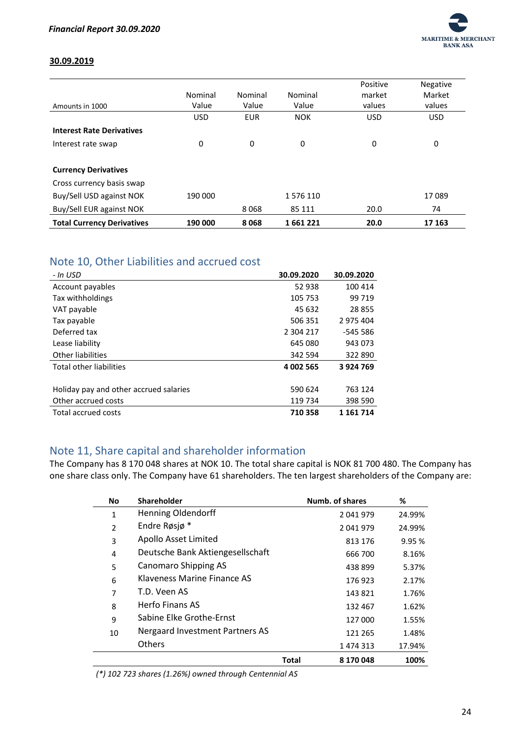**30.09.2019**

| Amounts in 1000 | Nominal Value | Nominal Value | Nominal Value | Positive market values | Negative Market values |
|---|---|---|---|---|---|
| | USD | EUR | NOK | USD | USD |
| **Interest Rate Derivatives** | | | | | |
| Interest rate swap | 0 | 0 | 0 | 0 | 0 |
| | | | | | |
| **Currency Derivatives** | | | | | |
| Cross currency basis swap | | | | | |
| Buy/Sell USD against NOK | 190 000 | | 1 576 110 | | 17 089 |
| Buy/Sell EUR against NOK | | 8 068 | 85 111 | 20.0 | 74 |
| **Total Currency Derivatives** | **190 000** | **8 068** | **1 661 221** | **20.0** | **17 163** |

## Note 10, Other Liabilities and accrued cost

| *- In USD* | **30.09.2020** | **30.09.2020** |
|---|---|---|
| Account payables | 52 938 | 100 414 |
| Tax withholdings | 105 753 | 99 719 |
| VAT payable | 45 632 | 28 855 |
| Tax payable | 506 351 | 2 975 404 |
| Deferred tax | 2 304 217 | -545 586 |
| Lease liability | 645 080 | 943 073 |
| Other liabilities | 342 594 | 322 890 |
| Total other liabilities | **4 002 565** | **3 924 769** |
| | | |
| Holiday pay and other accrued salaries | 590 624 | 763 124 |
| Other accrued costs | 119 734 | 398 590 |
| Total accrued costs | **710 358** | **1 161 714** |

## Note 11, Share capital and shareholder information

The Company has 8 170 048 shares at NOK 10. The total share capital is NOK 81 700 480. The Company has one share class only. The Company have 61 shareholders. The ten largest shareholders of the Company are:

| No | Shareholder | | Numb. of shares | % |
|---|---|---|---|---|
| 1 | Henning Oldendorff | | 2 041 979 | 24.99% |
| 2 | Endre Røsjø * | | 2 041 979 | 24.99% |
| 3 | Apollo Asset Limited | | 813 176 | 9.95 % |
| 4 | Deutsche Bank Aktiengesellschaft | | 666 700 | 8.16% |
| 5 | Canomaro Shipping AS | | 438 899 | 5.37% |
| 6 | Klaveness Marine Finance AS | | 176 923 | 2.17% |
| 7 | T.D. Veen AS | | 143 821 | 1.76% |
| 8 | Herfo Finans AS | | 132 467 | 1.62% |
| 9 | Sabine Elke Grothe-Ernst | | 127 000 | 1.55% |
| 10 | Nergaard Investment Partners AS | | 121 265 | 1.48% |
| | Others | | 1 474 313 | 17.94% |
| | | **Total** | **8 170 048** | **100%** |

*(\*) 102 723 shares (1.26%) owned through Centennial AS*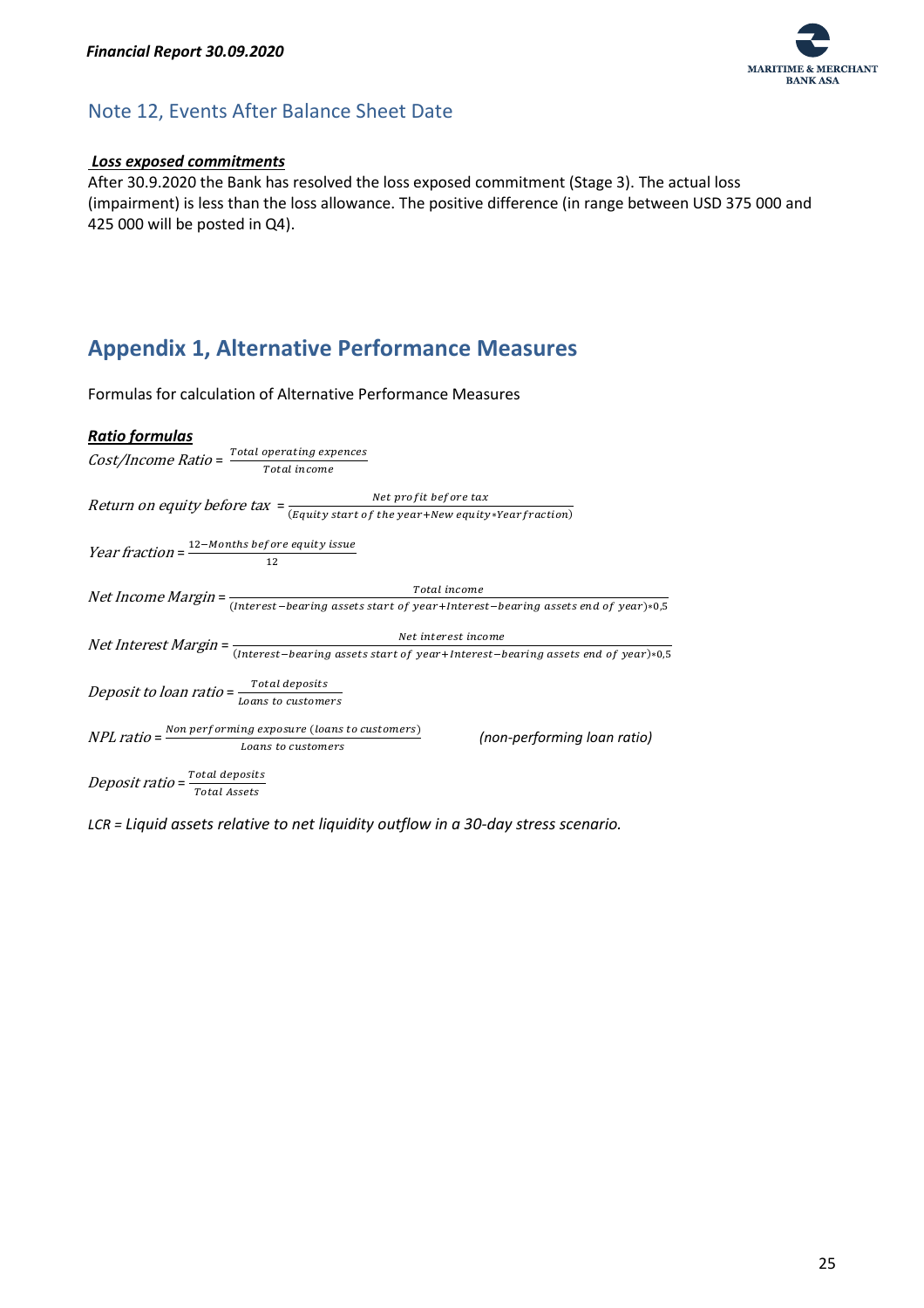## Note 12, Events After Balance Sheet Date

***Loss exposed commitments***

After 30.9.2020 the Bank has resolved the loss exposed commitment (Stage 3). The actual loss (impairment) is less than the loss allowance. The positive difference (in range between USD 375 000 and 425 000 will be posted in Q4).

# Appendix 1, Alternative Performance Measures

Formulas for calculation of Alternative Performance Measures

***Ratio formulas***

$$\text{Cost/Income Ratio} = \frac{\text{Total operating expences}}{\text{Total income}}$$

$$\text{Return on equity before tax} = \frac{\text{Net profit before tax}}{(\text{Equity start of the year} + \text{New equity} * \text{Year fraction})}$$

$$\text{Year fraction} = \frac{12 - \text{Months before equity issue}}{12}$$

$$\text{Net Income Margin} = \frac{\text{Total income}}{(\text{Interest-bearing assets start of year} + \text{Interest-bearing assets end of year}) * 0{,}5}$$

$$\text{Net Interest Margin} = \frac{\text{Net interest income}}{(\text{Interest-bearing assets start of year} + \text{Interest-bearing assets end of year}) * 0{,}5}$$

$$\text{Deposit to loan ratio} = \frac{\text{Total deposits}}{\text{Loans to customers}}$$

$$\text{NPL ratio} = \frac{\text{Non performing exposure (loans to customers)}}{\text{Loans to customers}}$$

*(non-performing loan ratio)*

$$\text{Deposit ratio} = \frac{\text{Total deposits}}{\text{Total Assets}}$$

*LCR = Liquid assets relative to net liquidity outflow in a 30-day stress scenario.*